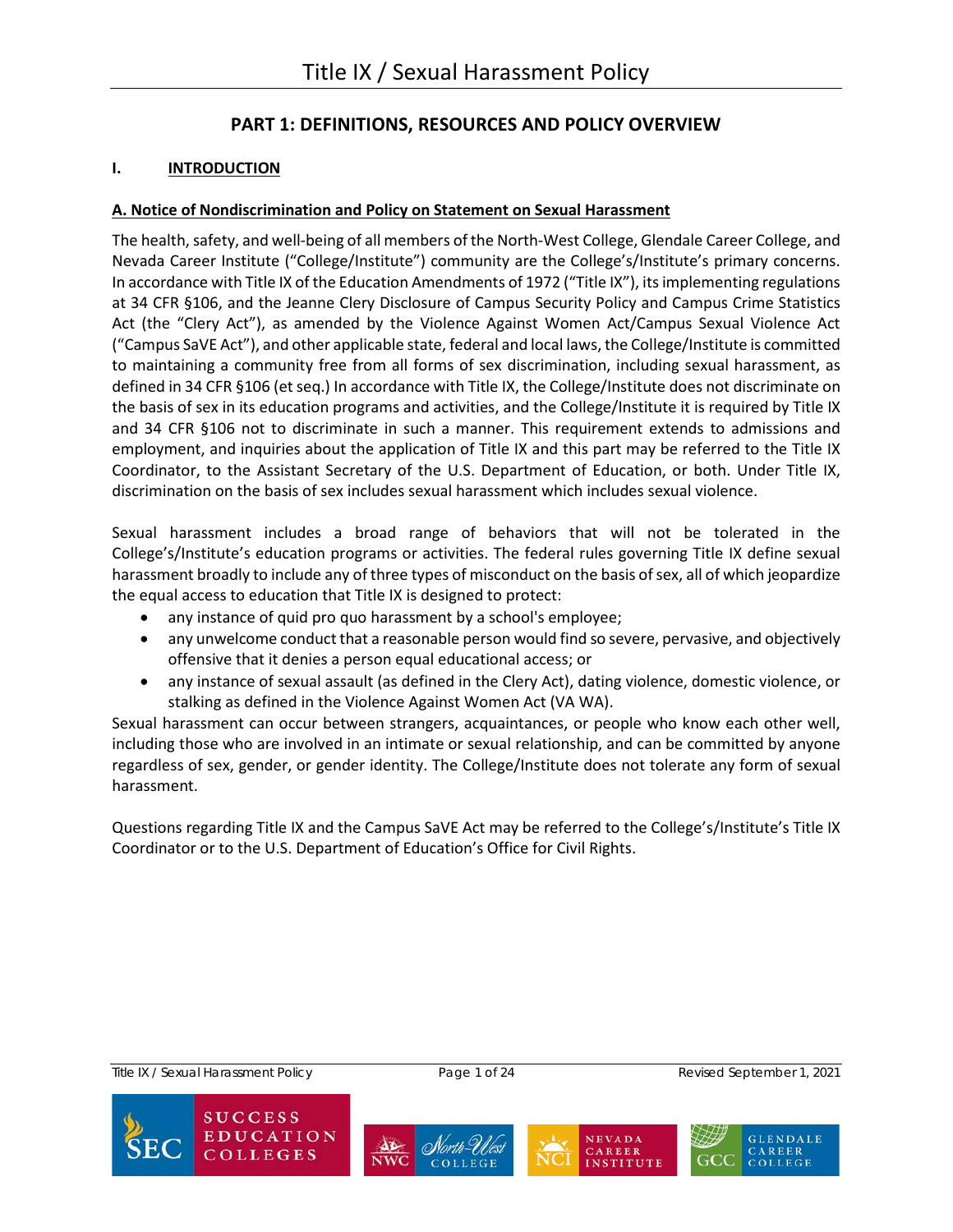# Title IX / Sexual Harassment Policy

## PART 1: DEFINITIONS, RESOURCES AND POLICY OVERVIEW

### I. INTRODUCTION

#### A. Notice of Nondiscrimination and Policy on Statement on Sexual Harassment

The health, safety, and well-being of all members of the North-West College, Glendale Career College, and Nevada Career Institute ("College/Institute") community are the College's/Institute's primary concerns. In accordance with Title IX of the Education Amendments of 1972 ("Title IX"), its implementing regulations at 34 CFR §106, and the Jeanne Clery Disclosure of Campus Security Policy and Campus Crime Statistics Act (the "Clery Act"), as amended by the Violence Against Women Act/Campus Sexual Violence Act ("Campus SaVE Act"), and other applicable state, federal and local laws, the College/Institute is committed to maintaining a community free from all forms of sex discrimination, including sexual harassment, as defined in 34 CFR §106 (et seq.) In accordance with Title IX, the College/Institute does not discriminate on the basis of sex in its education programs and activities, and the College/Institute it is required by Title IX and 34 CFR §106 not to discriminate in such a manner. This requirement extends to admissions and employment, and inquiries about the application of Title IX and this part may be referred to the Title IX Coordinator, to the Assistant Secretary of the U.S. Department of Education, or both. Under Title IX, discrimination on the basis of sex includes sexual harassment which includes sexual violence.

Sexual harassment includes a broad range of behaviors that will not be tolerated in the College's/Institute's education programs or activities. The federal rules governing Title IX define sexual harassment broadly to include any of three types of misconduct on the basis of sex, all of which jeopardize the equal access to education that Title IX is designed to protect:

- any instance of quid pro quo harassment by a school's employee;
- any unwelcome conduct that a reasonable person would find so severe, pervasive, and objectively offensive that it denies a person equal educational access; or
- any instance of sexual assault (as defined in the Clery Act), dating violence, domestic violence, or stalking as defined in the Violence Against Women Act (VA WA).

Sexual harassment can occur between strangers, acquaintances, or people who know each other well, including those who are involved in an intimate or sexual relationship, and can be committed by anyone regardless of sex, gender, or gender identity. The College/Institute does not tolerate any form of sexual harassment.

Questions regarding Title IX and the Campus SaVE Act may be referred to the College's/Institute's Title IX Coordinator or to the U.S. Department of Education's Office for Civil Rights.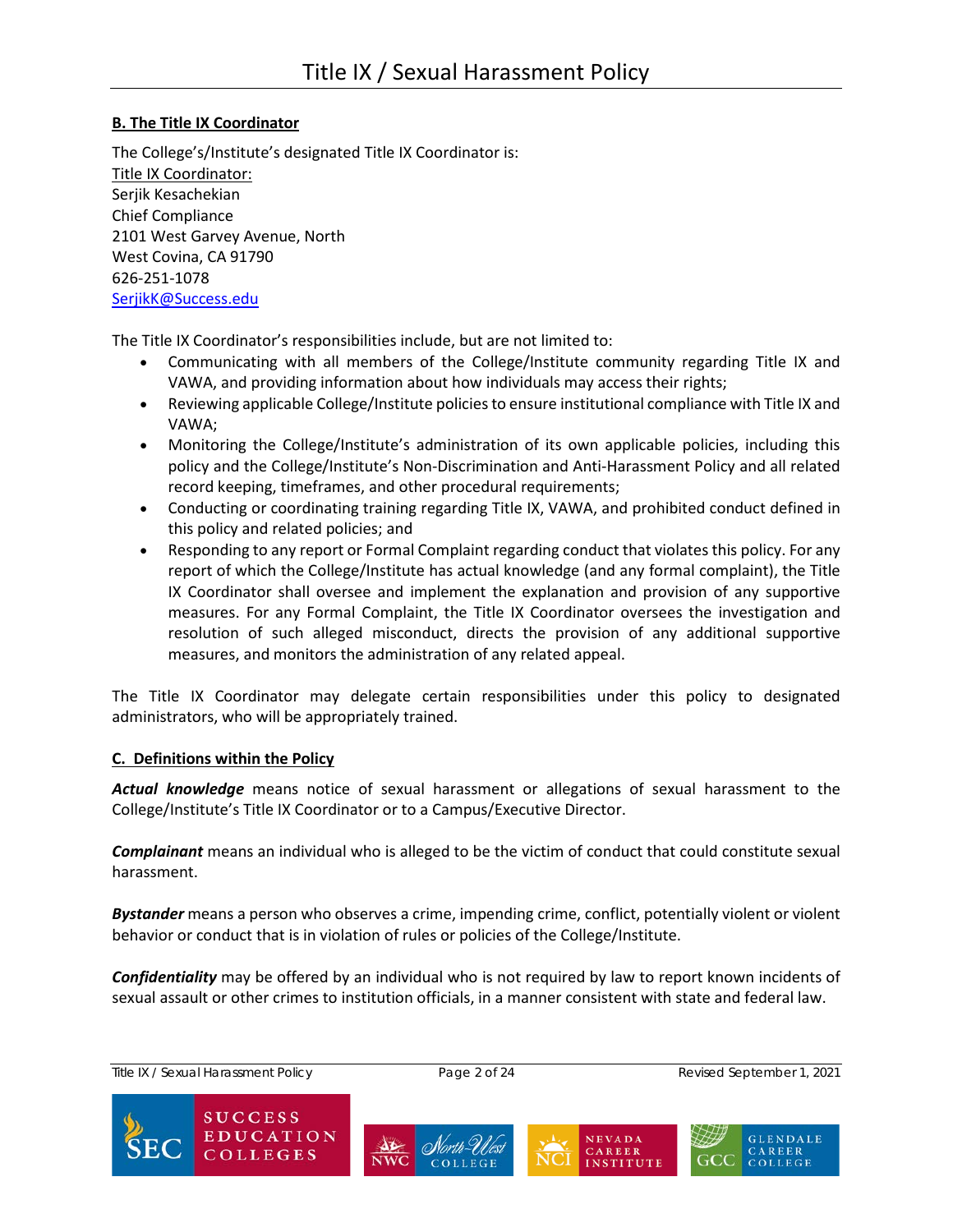## B. The Title IX Coordinator

The College's/Institute's designated Title IX Coordinator is:
Title IX Coordinator:
Serjik Kesachekian
Chief Compliance
2101 West Garvey Avenue, North
West Covina, CA 91790
626-251-1078
SerjikK@Success.edu

The Title IX Coordinator's responsibilities include, but are not limited to:

- Communicating with all members of the College/Institute community regarding Title IX and VAWA, and providing information about how individuals may access their rights;
- Reviewing applicable College/Institute policies to ensure institutional compliance with Title IX and VAWA;
- Monitoring the College/Institute's administration of its own applicable policies, including this policy and the College/Institute's Non-Discrimination and Anti-Harassment Policy and all related record keeping, timeframes, and other procedural requirements;
- Conducting or coordinating training regarding Title IX, VAWA, and prohibited conduct defined in this policy and related policies; and
- Responding to any report or Formal Complaint regarding conduct that violates this policy. For any report of which the College/Institute has actual knowledge (and any formal complaint), the Title IX Coordinator shall oversee and implement the explanation and provision of any supportive measures. For any Formal Complaint, the Title IX Coordinator oversees the investigation and resolution of such alleged misconduct, directs the provision of any additional supportive measures, and monitors the administration of any related appeal.

The Title IX Coordinator may delegate certain responsibilities under this policy to designated administrators, who will be appropriately trained.

## C. Definitions within the Policy

***Actual knowledge*** means notice of sexual harassment or allegations of sexual harassment to the College/Institute's Title IX Coordinator or to a Campus/Executive Director.

***Complainant*** means an individual who is alleged to be the victim of conduct that could constitute sexual harassment.

***Bystander*** means a person who observes a crime, impending crime, conflict, potentially violent or violent behavior or conduct that is in violation of rules or policies of the College/Institute.

***Confidentiality*** may be offered by an individual who is not required by law to report known incidents of sexual assault or other crimes to institution officials, in a manner consistent with state and federal law.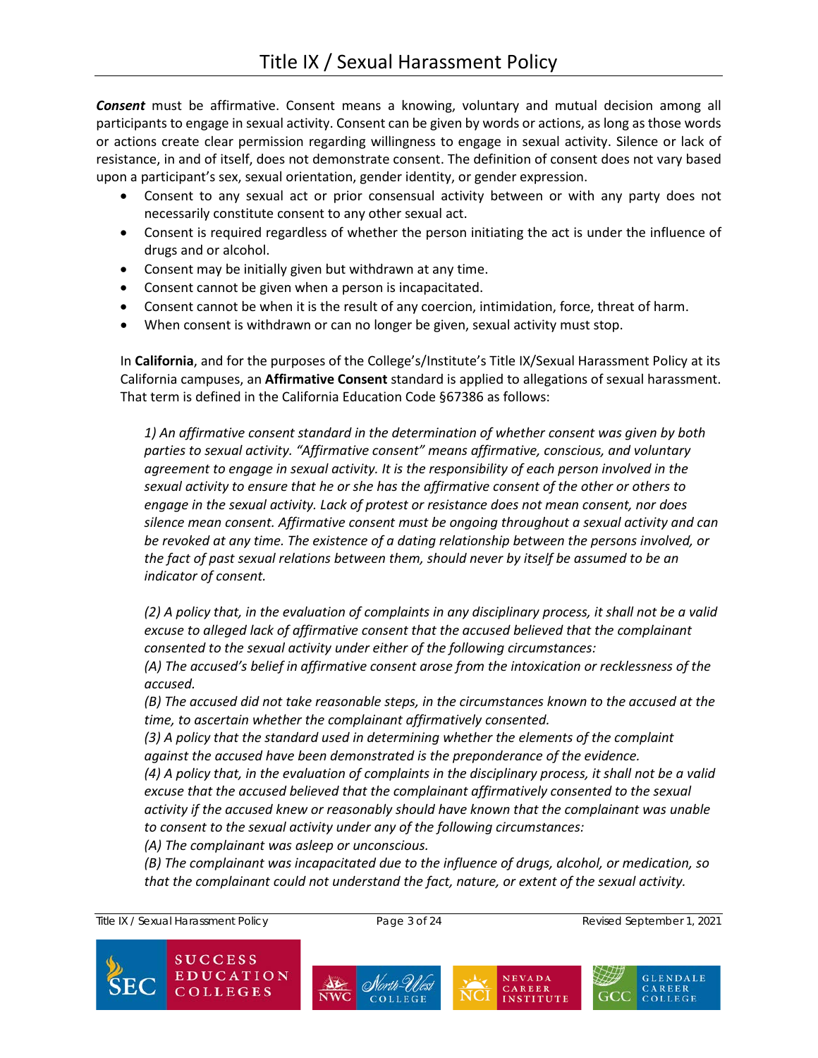***Consent*** must be affirmative. Consent means a knowing, voluntary and mutual decision among all participants to engage in sexual activity. Consent can be given by words or actions, as long as those words or actions create clear permission regarding willingness to engage in sexual activity. Silence or lack of resistance, in and of itself, does not demonstrate consent. The definition of consent does not vary based upon a participant's sex, sexual orientation, gender identity, or gender expression.

- Consent to any sexual act or prior consensual activity between or with any party does not necessarily constitute consent to any other sexual act.
- Consent is required regardless of whether the person initiating the act is under the influence of drugs and or alcohol.
- Consent may be initially given but withdrawn at any time.
- Consent cannot be given when a person is incapacitated.
- Consent cannot be when it is the result of any coercion, intimidation, force, threat of harm.
- When consent is withdrawn or can no longer be given, sexual activity must stop.

In **California**, and for the purposes of the College's/Institute's Title IX/Sexual Harassment Policy at its California campuses, an **Affirmative Consent** standard is applied to allegations of sexual harassment. That term is defined in the California Education Code §67386 as follows:

*1) An affirmative consent standard in the determination of whether consent was given by both parties to sexual activity. "Affirmative consent" means affirmative, conscious, and voluntary agreement to engage in sexual activity. It is the responsibility of each person involved in the sexual activity to ensure that he or she has the affirmative consent of the other or others to engage in the sexual activity. Lack of protest or resistance does not mean consent, nor does silence mean consent. Affirmative consent must be ongoing throughout a sexual activity and can be revoked at any time. The existence of a dating relationship between the persons involved, or the fact of past sexual relations between them, should never by itself be assumed to be an indicator of consent.*

*(2) A policy that, in the evaluation of complaints in any disciplinary process, it shall not be a valid excuse to alleged lack of affirmative consent that the accused believed that the complainant consented to the sexual activity under either of the following circumstances:*
*(A) The accused's belief in affirmative consent arose from the intoxication or recklessness of the accused.*
*(B) The accused did not take reasonable steps, in the circumstances known to the accused at the time, to ascertain whether the complainant affirmatively consented.*
*(3) A policy that the standard used in determining whether the elements of the complaint against the accused have been demonstrated is the preponderance of the evidence.*
*(4) A policy that, in the evaluation of complaints in the disciplinary process, it shall not be a valid excuse that the accused believed that the complainant affirmatively consented to the sexual activity if the accused knew or reasonably should have known that the complainant was unable to consent to the sexual activity under any of the following circumstances:*
*(A) The complainant was asleep or unconscious.*
*(B) The complainant was incapacitated due to the influence of drugs, alcohol, or medication, so that the complainant could not understand the fact, nature, or extent of the sexual activity.*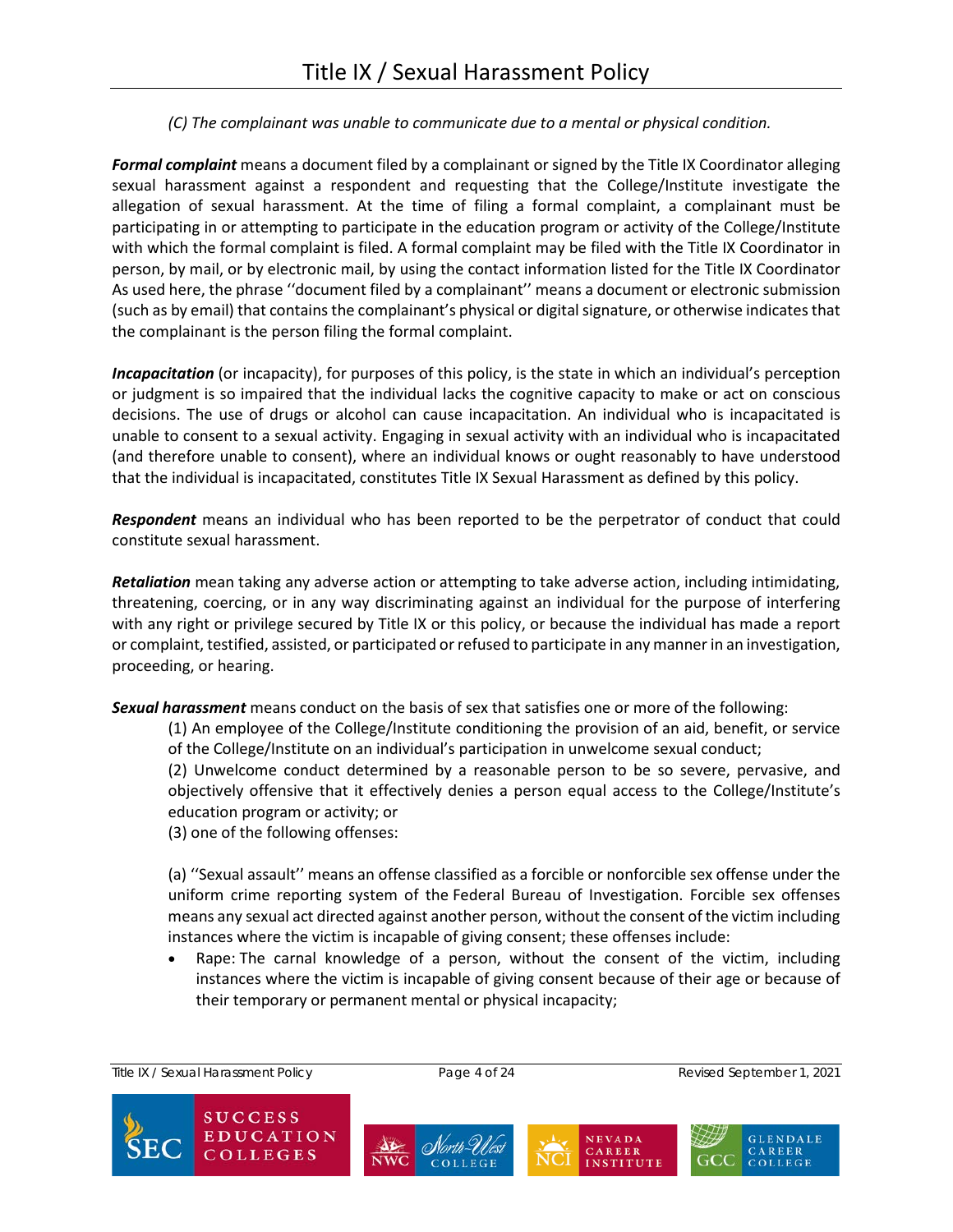*(C) The complainant was unable to communicate due to a mental or physical condition.*

***Formal complaint*** means a document filed by a complainant or signed by the Title IX Coordinator alleging sexual harassment against a respondent and requesting that the College/Institute investigate the allegation of sexual harassment. At the time of filing a formal complaint, a complainant must be participating in or attempting to participate in the education program or activity of the College/Institute with which the formal complaint is filed. A formal complaint may be filed with the Title IX Coordinator in person, by mail, or by electronic mail, by using the contact information listed for the Title IX Coordinator As used here, the phrase ''document filed by a complainant'' means a document or electronic submission (such as by email) that contains the complainant's physical or digital signature, or otherwise indicates that the complainant is the person filing the formal complaint.

***Incapacitation*** (or incapacity), for purposes of this policy, is the state in which an individual's perception or judgment is so impaired that the individual lacks the cognitive capacity to make or act on conscious decisions. The use of drugs or alcohol can cause incapacitation. An individual who is incapacitated is unable to consent to a sexual activity. Engaging in sexual activity with an individual who is incapacitated (and therefore unable to consent), where an individual knows or ought reasonably to have understood that the individual is incapacitated, constitutes Title IX Sexual Harassment as defined by this policy.

***Respondent*** means an individual who has been reported to be the perpetrator of conduct that could constitute sexual harassment.

***Retaliation*** mean taking any adverse action or attempting to take adverse action, including intimidating, threatening, coercing, or in any way discriminating against an individual for the purpose of interfering with any right or privilege secured by Title IX or this policy, or because the individual has made a report or complaint, testified, assisted, or participated or refused to participate in any manner in an investigation, proceeding, or hearing.

***Sexual harassment*** means conduct on the basis of sex that satisfies one or more of the following:

(1) An employee of the College/Institute conditioning the provision of an aid, benefit, or service of the College/Institute on an individual's participation in unwelcome sexual conduct;

(2) Unwelcome conduct determined by a reasonable person to be so severe, pervasive, and objectively offensive that it effectively denies a person equal access to the College/Institute's education program or activity; or

(3) one of the following offenses:

(a) ''Sexual assault'' means an offense classified as a forcible or nonforcible sex offense under the uniform crime reporting system of the Federal Bureau of Investigation. Forcible sex offenses means any sexual act directed against another person, without the consent of the victim including instances where the victim is incapable of giving consent; these offenses include:

- Rape: The carnal knowledge of a person, without the consent of the victim, including instances where the victim is incapable of giving consent because of their age or because of their temporary or permanent mental or physical incapacity;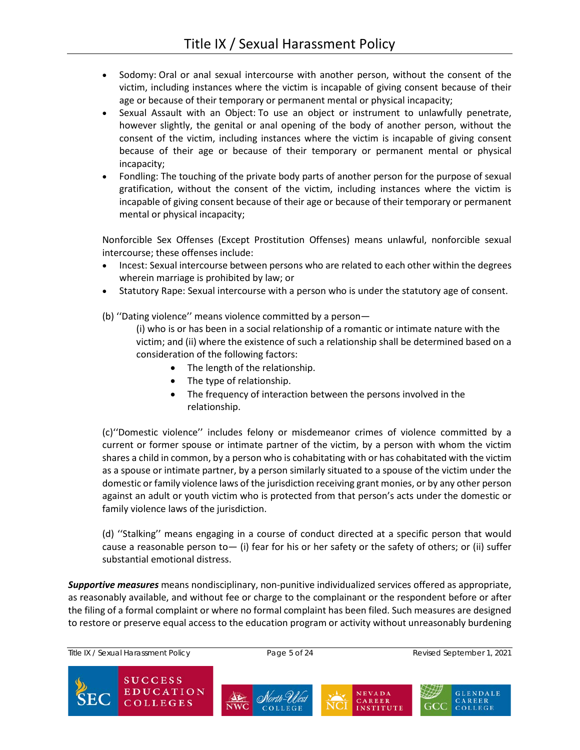- Sodomy: Oral or anal sexual intercourse with another person, without the consent of the victim, including instances where the victim is incapable of giving consent because of their age or because of their temporary or permanent mental or physical incapacity;
- Sexual Assault with an Object: To use an object or instrument to unlawfully penetrate, however slightly, the genital or anal opening of the body of another person, without the consent of the victim, including instances where the victim is incapable of giving consent because of their age or because of their temporary or permanent mental or physical incapacity;
- Fondling: The touching of the private body parts of another person for the purpose of sexual gratification, without the consent of the victim, including instances where the victim is incapable of giving consent because of their age or because of their temporary or permanent mental or physical incapacity;

Nonforcible Sex Offenses (Except Prostitution Offenses) means unlawful, nonforcible sexual intercourse; these offenses include:

- Incest: Sexual intercourse between persons who are related to each other within the degrees wherein marriage is prohibited by law; or
- Statutory Rape: Sexual intercourse with a person who is under the statutory age of consent.

(b) ''Dating violence'' means violence committed by a person—

(i) who is or has been in a social relationship of a romantic or intimate nature with the victim; and (ii) where the existence of such a relationship shall be determined based on a consideration of the following factors:

- The length of the relationship.
- The type of relationship.
- The frequency of interaction between the persons involved in the relationship.

(c)''Domestic violence'' includes felony or misdemeanor crimes of violence committed by a current or former spouse or intimate partner of the victim, by a person with whom the victim shares a child in common, by a person who is cohabitating with or has cohabitated with the victim as a spouse or intimate partner, by a person similarly situated to a spouse of the victim under the domestic or family violence laws of the jurisdiction receiving grant monies, or by any other person against an adult or youth victim who is protected from that person's acts under the domestic or family violence laws of the jurisdiction.

(d) ''Stalking'' means engaging in a course of conduct directed at a specific person that would cause a reasonable person to— (i) fear for his or her safety or the safety of others; or (ii) suffer substantial emotional distress.

***Supportive measures*** means nondisciplinary, non-punitive individualized services offered as appropriate, as reasonably available, and without fee or charge to the complainant or the respondent before or after the filing of a formal complaint or where no formal complaint has been filed. Such measures are designed to restore or preserve equal access to the education program or activity without unreasonably burdening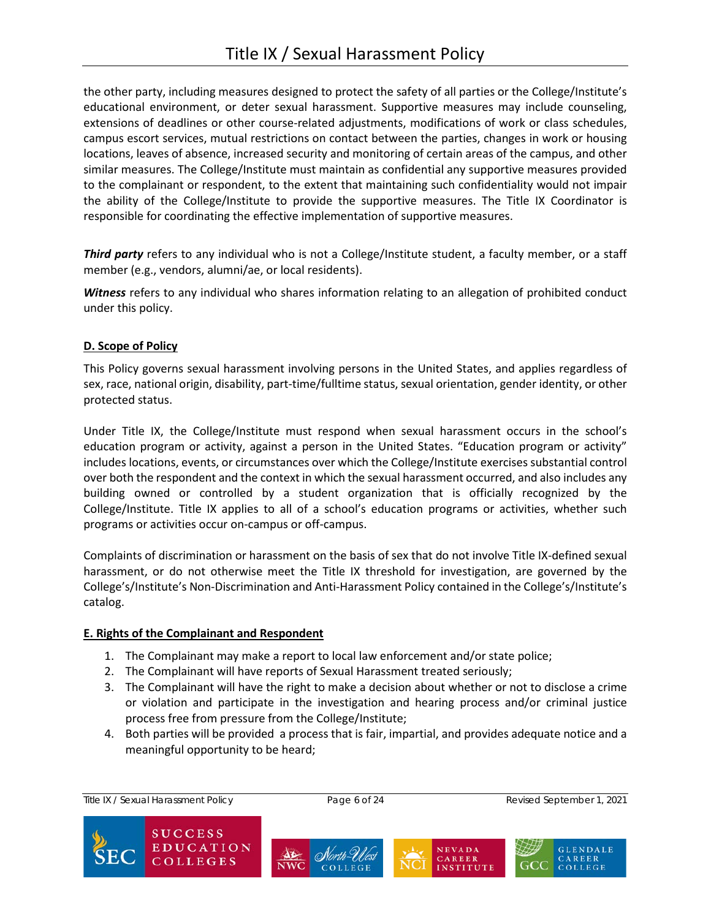the other party, including measures designed to protect the safety of all parties or the College/Institute's educational environment, or deter sexual harassment. Supportive measures may include counseling, extensions of deadlines or other course-related adjustments, modifications of work or class schedules, campus escort services, mutual restrictions on contact between the parties, changes in work or housing locations, leaves of absence, increased security and monitoring of certain areas of the campus, and other similar measures. The College/Institute must maintain as confidential any supportive measures provided to the complainant or respondent, to the extent that maintaining such confidentiality would not impair the ability of the College/Institute to provide the supportive measures. The Title IX Coordinator is responsible for coordinating the effective implementation of supportive measures.

***Third party*** refers to any individual who is not a College/Institute student, a faculty member, or a staff member (e.g., vendors, alumni/ae, or local residents).

***Witness*** refers to any individual who shares information relating to an allegation of prohibited conduct under this policy.

## D. Scope of Policy

This Policy governs sexual harassment involving persons in the United States, and applies regardless of sex, race, national origin, disability, part-time/fulltime status, sexual orientation, gender identity, or other protected status.

Under Title IX, the College/Institute must respond when sexual harassment occurs in the school's education program or activity, against a person in the United States. "Education program or activity" includes locations, events, or circumstances over which the College/Institute exercises substantial control over both the respondent and the context in which the sexual harassment occurred, and also includes any building owned or controlled by a student organization that is officially recognized by the College/Institute. Title IX applies to all of a school's education programs or activities, whether such programs or activities occur on-campus or off-campus.

Complaints of discrimination or harassment on the basis of sex that do not involve Title IX-defined sexual harassment, or do not otherwise meet the Title IX threshold for investigation, are governed by the College's/Institute's Non-Discrimination and Anti-Harassment Policy contained in the College's/Institute's catalog.

## E. Rights of the Complainant and Respondent

1. The Complainant may make a report to local law enforcement and/or state police;
2. The Complainant will have reports of Sexual Harassment treated seriously;
3. The Complainant will have the right to make a decision about whether or not to disclose a crime or violation and participate in the investigation and hearing process and/or criminal justice process free from pressure from the College/Institute;
4. Both parties will be provided a process that is fair, impartial, and provides adequate notice and a meaningful opportunity to be heard;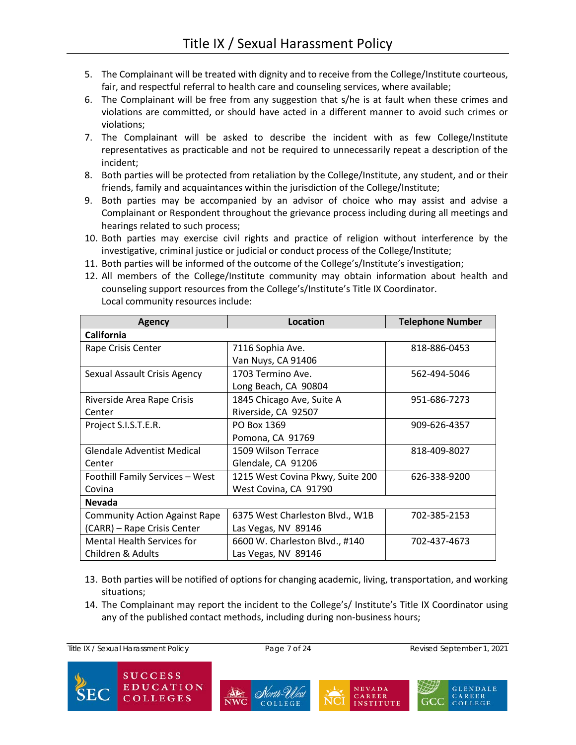5. The Complainant will be treated with dignity and to receive from the College/Institute courteous, fair, and respectful referral to health care and counseling services, where available;
6. The Complainant will be free from any suggestion that s/he is at fault when these crimes and violations are committed, or should have acted in a different manner to avoid such crimes or violations;
7. The Complainant will be asked to describe the incident with as few College/Institute representatives as practicable and not be required to unnecessarily repeat a description of the incident;
8. Both parties will be protected from retaliation by the College/Institute, any student, and or their friends, family and acquaintances within the jurisdiction of the College/Institute;
9. Both parties may be accompanied by an advisor of choice who may assist and advise a Complainant or Respondent throughout the grievance process including during all meetings and hearings related to such process;
10. Both parties may exercise civil rights and practice of religion without interference by the investigative, criminal justice or judicial or conduct process of the College/Institute;
11. Both parties will be informed of the outcome of the College's/Institute's investigation;
12. All members of the College/Institute community may obtain information about health and counseling support resources from the College's/Institute's Title IX Coordinator.
    Local community resources include:

| Agency | Location | Telephone Number |
|---|---|---|
| **California** | | |
| Rape Crisis Center | 7116 Sophia Ave. Van Nuys, CA 91406 | 818-886-0453 |
| Sexual Assault Crisis Agency | 1703 Termino Ave. Long Beach, CA 90804 | 562-494-5046 |
| Riverside Area Rape Crisis Center | 1845 Chicago Ave, Suite A Riverside, CA 92507 | 951-686-7273 |
| Project S.I.S.T.E.R. | PO Box 1369 Pomona, CA 91769 | 909-626-4357 |
| Glendale Adventist Medical Center | 1509 Wilson Terrace Glendale, CA 91206 | 818-409-8027 |
| Foothill Family Services – West Covina | 1215 West Covina Pkwy, Suite 200 West Covina, CA 91790 | 626-338-9200 |
| **Nevada** | | |
| Community Action Against Rape (CARR) – Rape Crisis Center | 6375 West Charleston Blvd., W1B Las Vegas, NV 89146 | 702-385-2153 |
| Mental Health Services for Children & Adults | 6600 W. Charleston Blvd., #140 Las Vegas, NV 89146 | 702-437-4673 |

13. Both parties will be notified of options for changing academic, living, transportation, and working situations;
14. The Complainant may report the incident to the College's/ Institute's Title IX Coordinator using any of the published contact methods, including during non-business hours;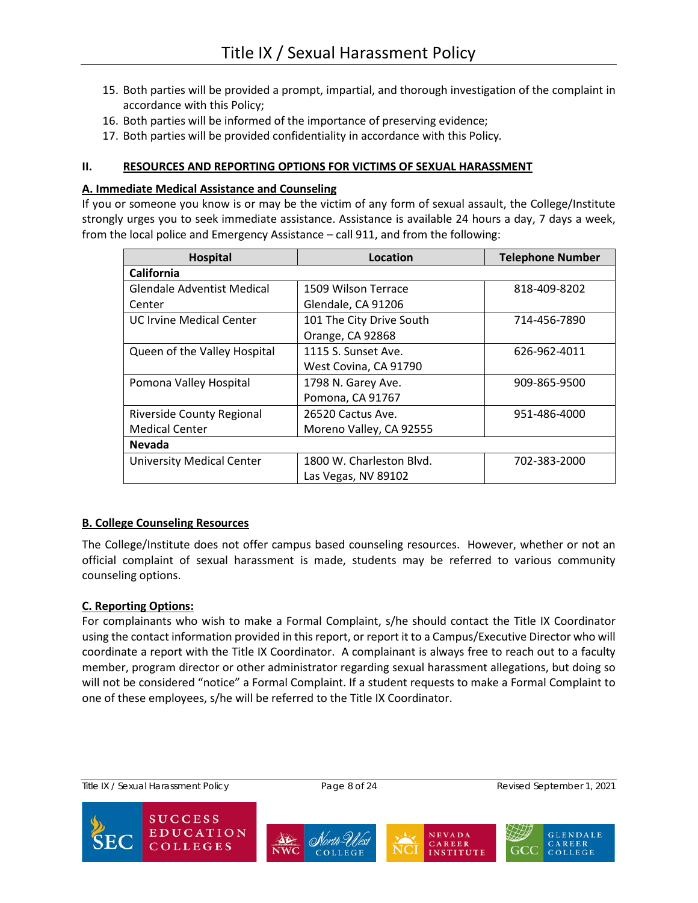15. Both parties will be provided a prompt, impartial, and thorough investigation of the complaint in accordance with this Policy;
16. Both parties will be informed of the importance of preserving evidence;
17. Both parties will be provided confidentiality in accordance with this Policy.

## II. RESOURCES AND REPORTING OPTIONS FOR VICTIMS OF SEXUAL HARASSMENT

### A. Immediate Medical Assistance and Counseling

If you or someone you know is or may be the victim of any form of sexual assault, the College/Institute strongly urges you to seek immediate assistance. Assistance is available 24 hours a day, 7 days a week, from the local police and Emergency Assistance – call 911, and from the following:

| Hospital | Location | Telephone Number |
|---|---|---|
| **California** | | |
| Glendale Adventist Medical Center | 1509 Wilson Terrace Glendale, CA 91206 | 818-409-8202 |
| UC Irvine Medical Center | 101 The City Drive South Orange, CA 92868 | 714-456-7890 |
| Queen of the Valley Hospital | 1115 S. Sunset Ave. West Covina, CA 91790 | 626-962-4011 |
| Pomona Valley Hospital | 1798 N. Garey Ave. Pomona, CA 91767 | 909-865-9500 |
| Riverside County Regional Medical Center | 26520 Cactus Ave. Moreno Valley, CA 92555 | 951-486-4000 |
| **Nevada** | | |
| University Medical Center | 1800 W. Charleston Blvd. Las Vegas, NV 89102 | 702-383-2000 |

### B. College Counseling Resources

The College/Institute does not offer campus based counseling resources. However, whether or not an official complaint of sexual harassment is made, students may be referred to various community counseling options.

### C. Reporting Options:

For complainants who wish to make a Formal Complaint, s/he should contact the Title IX Coordinator using the contact information provided in this report, or report it to a Campus/Executive Director who will coordinate a report with the Title IX Coordinator. A complainant is always free to reach out to a faculty member, program director or other administrator regarding sexual harassment allegations, but doing so will not be considered "notice" a Formal Complaint. If a student requests to make a Formal Complaint to one of these employees, s/he will be referred to the Title IX Coordinator.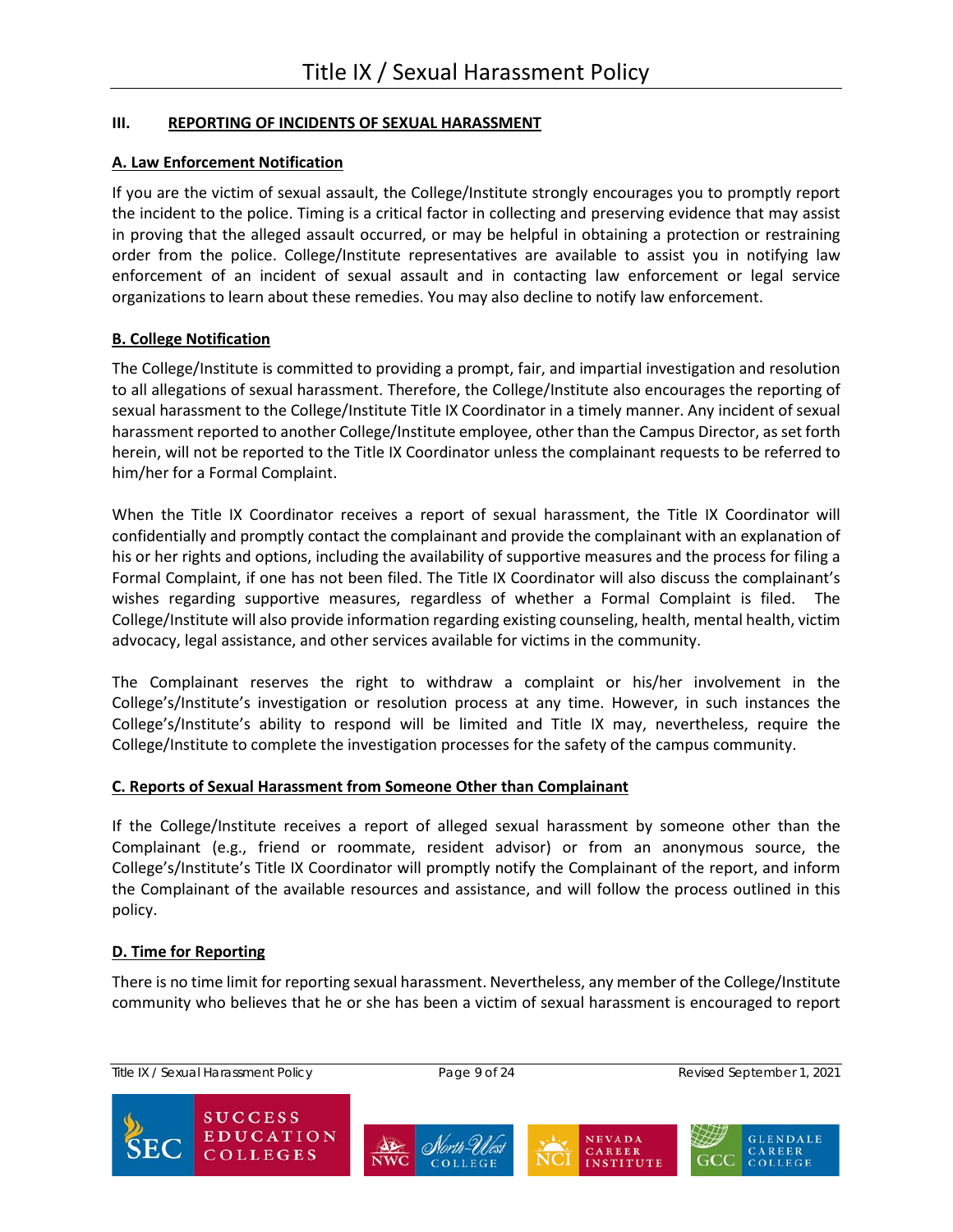## III. REPORTING OF INCIDENTS OF SEXUAL HARASSMENT

### A. Law Enforcement Notification

If you are the victim of sexual assault, the College/Institute strongly encourages you to promptly report the incident to the police. Timing is a critical factor in collecting and preserving evidence that may assist in proving that the alleged assault occurred, or may be helpful in obtaining a protection or restraining order from the police. College/Institute representatives are available to assist you in notifying law enforcement of an incident of sexual assault and in contacting law enforcement or legal service organizations to learn about these remedies. You may also decline to notify law enforcement.

### B. College Notification

The College/Institute is committed to providing a prompt, fair, and impartial investigation and resolution to all allegations of sexual harassment. Therefore, the College/Institute also encourages the reporting of sexual harassment to the College/Institute Title IX Coordinator in a timely manner. Any incident of sexual harassment reported to another College/Institute employee, other than the Campus Director, as set forth herein, will not be reported to the Title IX Coordinator unless the complainant requests to be referred to him/her for a Formal Complaint.

When the Title IX Coordinator receives a report of sexual harassment, the Title IX Coordinator will confidentially and promptly contact the complainant and provide the complainant with an explanation of his or her rights and options, including the availability of supportive measures and the process for filing a Formal Complaint, if one has not been filed. The Title IX Coordinator will also discuss the complainant's wishes regarding supportive measures, regardless of whether a Formal Complaint is filed. The College/Institute will also provide information regarding existing counseling, health, mental health, victim advocacy, legal assistance, and other services available for victims in the community.

The Complainant reserves the right to withdraw a complaint or his/her involvement in the College's/Institute's investigation or resolution process at any time. However, in such instances the College's/Institute's ability to respond will be limited and Title IX may, nevertheless, require the College/Institute to complete the investigation processes for the safety of the campus community.

### C. Reports of Sexual Harassment from Someone Other than Complainant

If the College/Institute receives a report of alleged sexual harassment by someone other than the Complainant (e.g., friend or roommate, resident advisor) or from an anonymous source, the College's/Institute's Title IX Coordinator will promptly notify the Complainant of the report, and inform the Complainant of the available resources and assistance, and will follow the process outlined in this policy.

### D. Time for Reporting

There is no time limit for reporting sexual harassment. Nevertheless, any member of the College/Institute community who believes that he or she has been a victim of sexual harassment is encouraged to report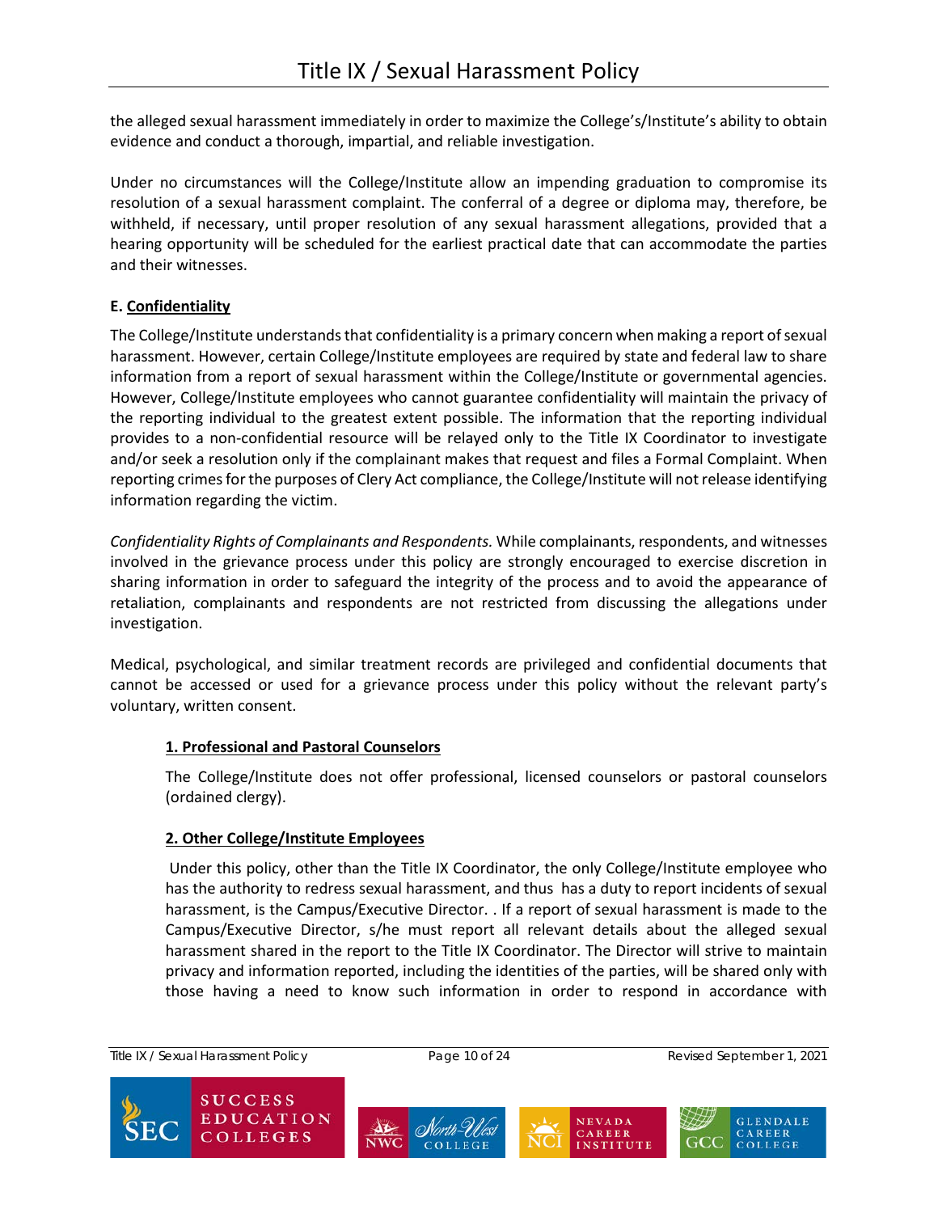the alleged sexual harassment immediately in order to maximize the College's/Institute's ability to obtain evidence and conduct a thorough, impartial, and reliable investigation.

Under no circumstances will the College/Institute allow an impending graduation to compromise its resolution of a sexual harassment complaint. The conferral of a degree or diploma may, therefore, be withheld, if necessary, until proper resolution of any sexual harassment allegations, provided that a hearing opportunity will be scheduled for the earliest practical date that can accommodate the parties and their witnesses.

### E. Confidentiality

The College/Institute understands that confidentiality is a primary concern when making a report of sexual harassment. However, certain College/Institute employees are required by state and federal law to share information from a report of sexual harassment within the College/Institute or governmental agencies. However, College/Institute employees who cannot guarantee confidentiality will maintain the privacy of the reporting individual to the greatest extent possible. The information that the reporting individual provides to a non-confidential resource will be relayed only to the Title IX Coordinator to investigate and/or seek a resolution only if the complainant makes that request and files a Formal Complaint. When reporting crimes for the purposes of Clery Act compliance, the College/Institute will not release identifying information regarding the victim.

*Confidentiality Rights of Complainants and Respondents.* While complainants, respondents, and witnesses involved in the grievance process under this policy are strongly encouraged to exercise discretion in sharing information in order to safeguard the integrity of the process and to avoid the appearance of retaliation, complainants and respondents are not restricted from discussing the allegations under investigation.

Medical, psychological, and similar treatment records are privileged and confidential documents that cannot be accessed or used for a grievance process under this policy without the relevant party's voluntary, written consent.

#### 1. Professional and Pastoral Counselors

The College/Institute does not offer professional, licensed counselors or pastoral counselors (ordained clergy).

#### 2. Other College/Institute Employees

Under this policy, other than the Title IX Coordinator, the only College/Institute employee who has the authority to redress sexual harassment, and thus has a duty to report incidents of sexual harassment, is the Campus/Executive Director. . If a report of sexual harassment is made to the Campus/Executive Director, s/he must report all relevant details about the alleged sexual harassment shared in the report to the Title IX Coordinator. The Director will strive to maintain privacy and information reported, including the identities of the parties, will be shared only with those having a need to know such information in order to respond in accordance with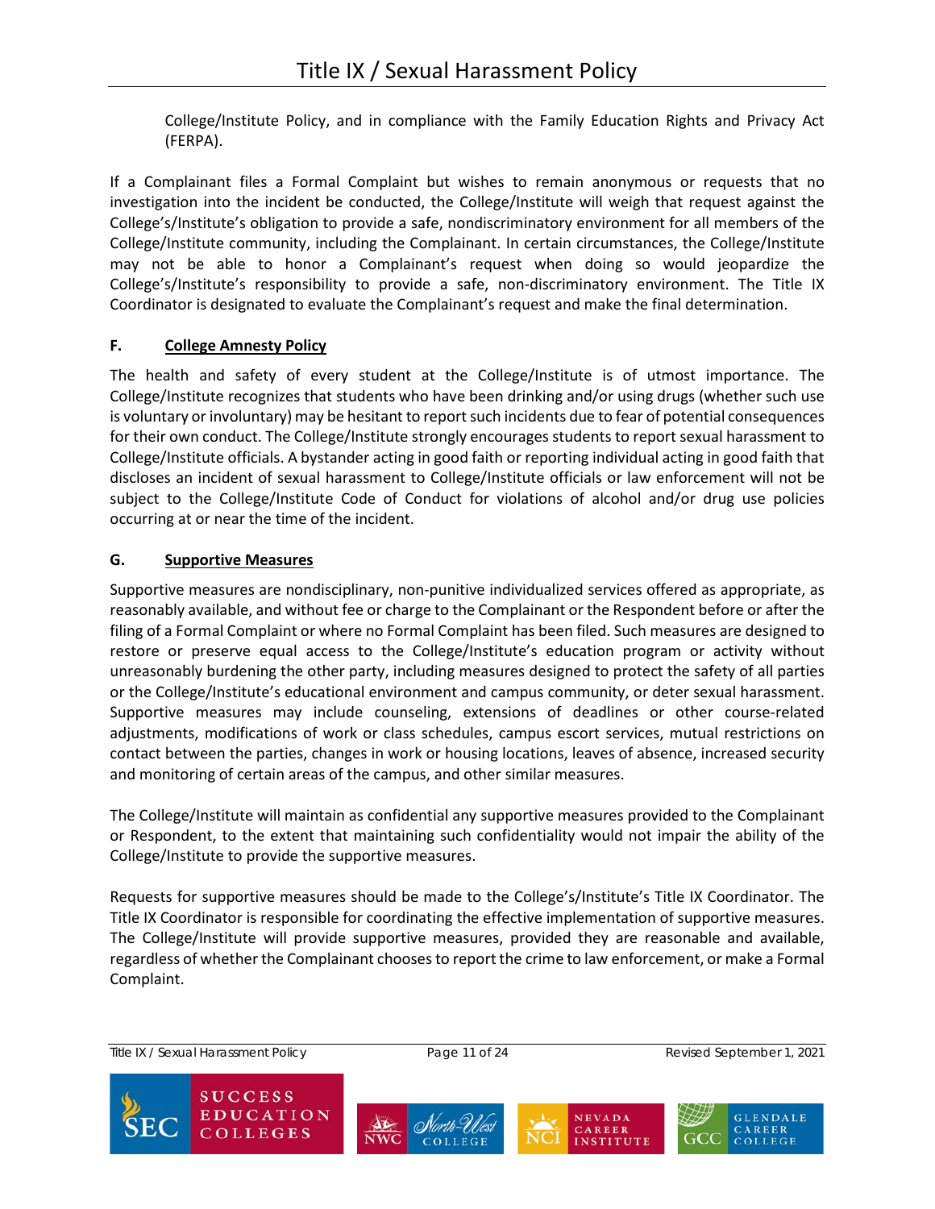College/Institute Policy, and in compliance with the Family Education Rights and Privacy Act (FERPA).

If a Complainant files a Formal Complaint but wishes to remain anonymous or requests that no investigation into the incident be conducted, the College/Institute will weigh that request against the College's/Institute's obligation to provide a safe, nondiscriminatory environment for all members of the College/Institute community, including the Complainant. In certain circumstances, the College/Institute may not be able to honor a Complainant's request when doing so would jeopardize the College's/Institute's responsibility to provide a safe, non-discriminatory environment. The Title IX Coordinator is designated to evaluate the Complainant's request and make the final determination.

### F. <u>College Amnesty Policy</u>

The health and safety of every student at the College/Institute is of utmost importance. The College/Institute recognizes that students who have been drinking and/or using drugs (whether such use is voluntary or involuntary) may be hesitant to report such incidents due to fear of potential consequences for their own conduct. The College/Institute strongly encourages students to report sexual harassment to College/Institute officials. A bystander acting in good faith or reporting individual acting in good faith that discloses an incident of sexual harassment to College/Institute officials or law enforcement will not be subject to the College/Institute Code of Conduct for violations of alcohol and/or drug use policies occurring at or near the time of the incident.

### G. <u>Supportive Measures</u>

Supportive measures are nondisciplinary, non-punitive individualized services offered as appropriate, as reasonably available, and without fee or charge to the Complainant or the Respondent before or after the filing of a Formal Complaint or where no Formal Complaint has been filed. Such measures are designed to restore or preserve equal access to the College/Institute's education program or activity without unreasonably burdening the other party, including measures designed to protect the safety of all parties or the College/Institute's educational environment and campus community, or deter sexual harassment. Supportive measures may include counseling, extensions of deadlines or other course-related adjustments, modifications of work or class schedules, campus escort services, mutual restrictions on contact between the parties, changes in work or housing locations, leaves of absence, increased security and monitoring of certain areas of the campus, and other similar measures.

The College/Institute will maintain as confidential any supportive measures provided to the Complainant or Respondent, to the extent that maintaining such confidentiality would not impair the ability of the College/Institute to provide the supportive measures.

Requests for supportive measures should be made to the College's/Institute's Title IX Coordinator. The Title IX Coordinator is responsible for coordinating the effective implementation of supportive measures. The College/Institute will provide supportive measures, provided they are reasonable and available, regardless of whether the Complainant chooses to report the crime to law enforcement, or make a Formal Complaint.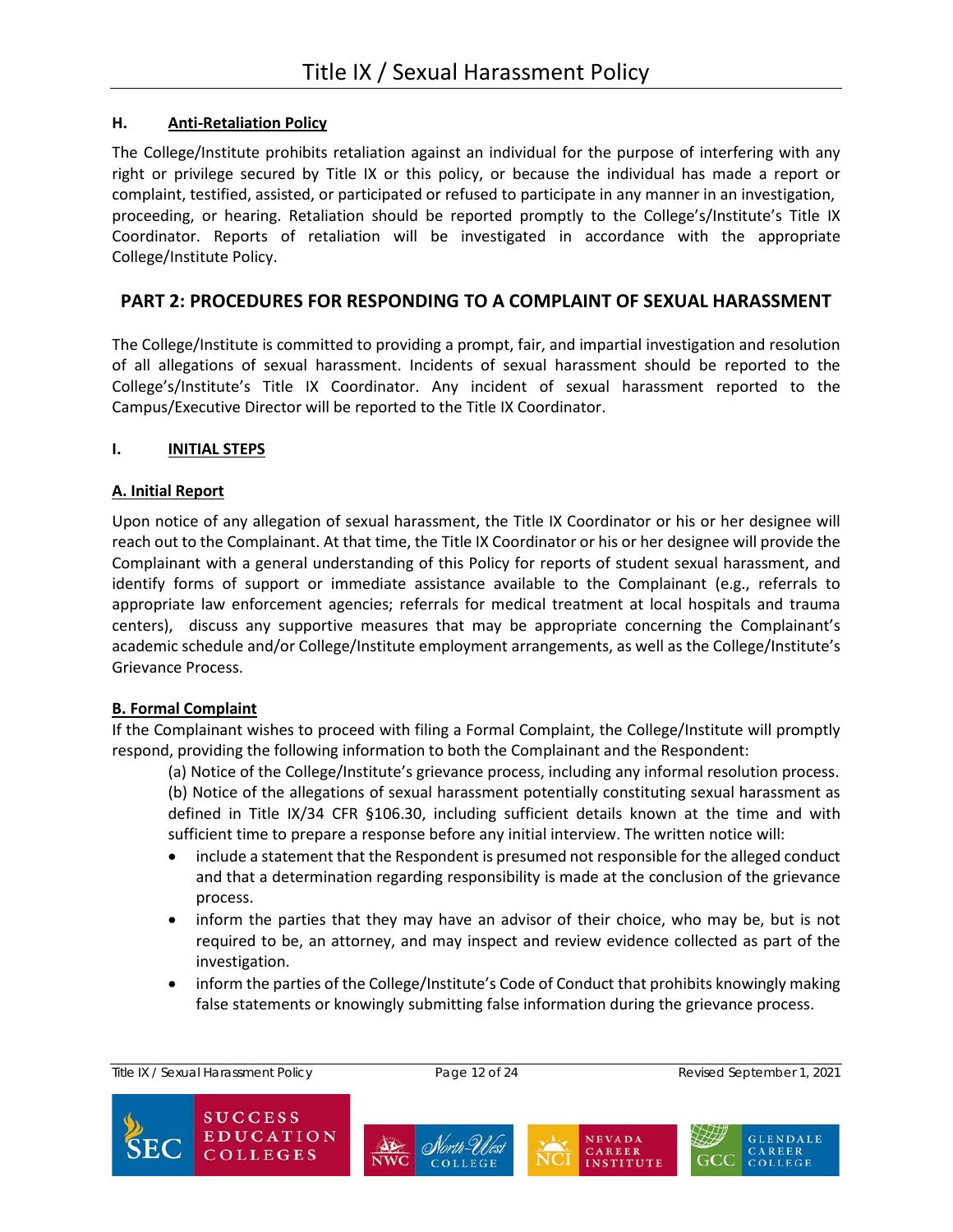### H. Anti-Retaliation Policy

The College/Institute prohibits retaliation against an individual for the purpose of interfering with any right or privilege secured by Title IX or this policy, or because the individual has made a report or complaint, testified, assisted, or participated or refused to participate in any manner in an investigation, proceeding, or hearing. Retaliation should be reported promptly to the College's/Institute's Title IX Coordinator. Reports of retaliation will be investigated in accordance with the appropriate College/Institute Policy.

## PART 2: PROCEDURES FOR RESPONDING TO A COMPLAINT OF SEXUAL HARASSMENT

The College/Institute is committed to providing a prompt, fair, and impartial investigation and resolution of all allegations of sexual harassment. Incidents of sexual harassment should be reported to the College's/Institute's Title IX Coordinator. Any incident of sexual harassment reported to the Campus/Executive Director will be reported to the Title IX Coordinator.

### I. INITIAL STEPS

#### A. Initial Report

Upon notice of any allegation of sexual harassment, the Title IX Coordinator or his or her designee will reach out to the Complainant. At that time, the Title IX Coordinator or his or her designee will provide the Complainant with a general understanding of this Policy for reports of student sexual harassment, and identify forms of support or immediate assistance available to the Complainant (e.g., referrals to appropriate law enforcement agencies; referrals for medical treatment at local hospitals and trauma centers), discuss any supportive measures that may be appropriate concerning the Complainant's academic schedule and/or College/Institute employment arrangements, as well as the College/Institute's Grievance Process.

#### B. Formal Complaint

If the Complainant wishes to proceed with filing a Formal Complaint, the College/Institute will promptly respond, providing the following information to both the Complainant and the Respondent:

(a) Notice of the College/Institute's grievance process, including any informal resolution process.

(b) Notice of the allegations of sexual harassment potentially constituting sexual harassment as defined in Title IX/34 CFR §106.30, including sufficient details known at the time and with sufficient time to prepare a response before any initial interview. The written notice will:

- include a statement that the Respondent is presumed not responsible for the alleged conduct and that a determination regarding responsibility is made at the conclusion of the grievance process.
- inform the parties that they may have an advisor of their choice, who may be, but is not required to be, an attorney, and may inspect and review evidence collected as part of the investigation.
- inform the parties of the College/Institute's Code of Conduct that prohibits knowingly making false statements or knowingly submitting false information during the grievance process.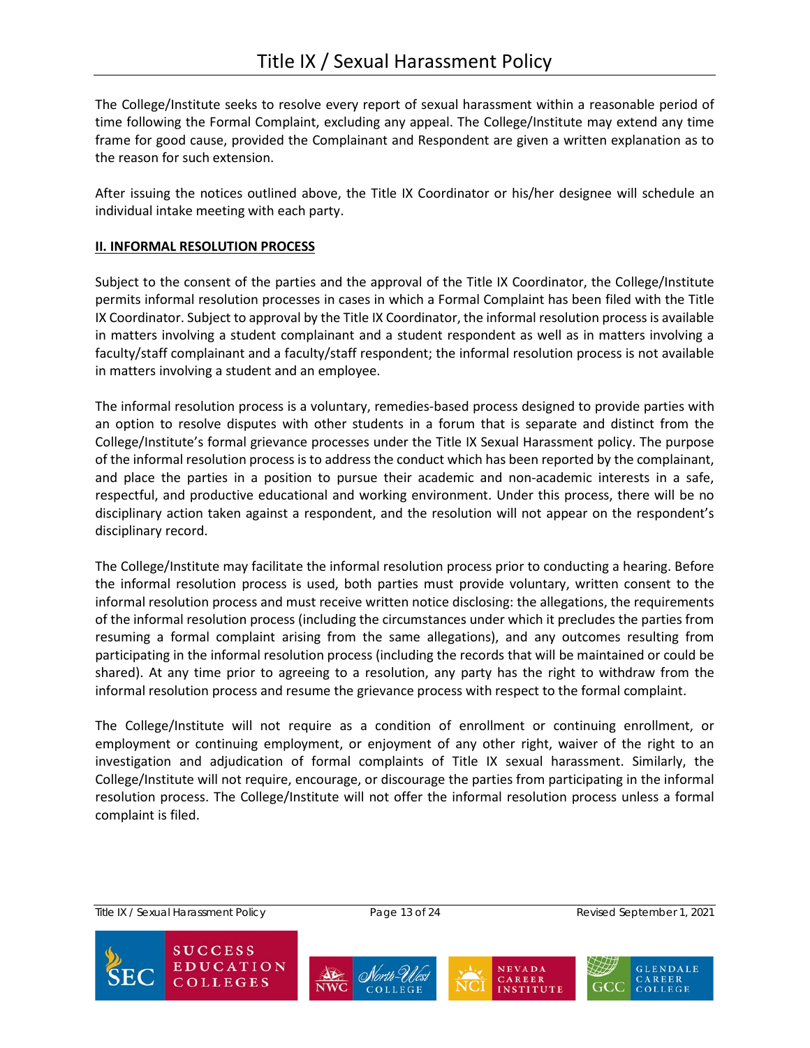The College/Institute seeks to resolve every report of sexual harassment within a reasonable period of time following the Formal Complaint, excluding any appeal. The College/Institute may extend any time frame for good cause, provided the Complainant and Respondent are given a written explanation as to the reason for such extension.

After issuing the notices outlined above, the Title IX Coordinator or his/her designee will schedule an individual intake meeting with each party.

## II. INFORMAL RESOLUTION PROCESS

Subject to the consent of the parties and the approval of the Title IX Coordinator, the College/Institute permits informal resolution processes in cases in which a Formal Complaint has been filed with the Title IX Coordinator. Subject to approval by the Title IX Coordinator, the informal resolution process is available in matters involving a student complainant and a student respondent as well as in matters involving a faculty/staff complainant and a faculty/staff respondent; the informal resolution process is not available in matters involving a student and an employee.

The informal resolution process is a voluntary, remedies-based process designed to provide parties with an option to resolve disputes with other students in a forum that is separate and distinct from the College/Institute's formal grievance processes under the Title IX Sexual Harassment policy. The purpose of the informal resolution process is to address the conduct which has been reported by the complainant, and place the parties in a position to pursue their academic and non-academic interests in a safe, respectful, and productive educational and working environment. Under this process, there will be no disciplinary action taken against a respondent, and the resolution will not appear on the respondent's disciplinary record.

The College/Institute may facilitate the informal resolution process prior to conducting a hearing. Before the informal resolution process is used, both parties must provide voluntary, written consent to the informal resolution process and must receive written notice disclosing: the allegations, the requirements of the informal resolution process (including the circumstances under which it precludes the parties from resuming a formal complaint arising from the same allegations), and any outcomes resulting from participating in the informal resolution process (including the records that will be maintained or could be shared). At any time prior to agreeing to a resolution, any party has the right to withdraw from the informal resolution process and resume the grievance process with respect to the formal complaint.

The College/Institute will not require as a condition of enrollment or continuing enrollment, or employment or continuing employment, or enjoyment of any other right, waiver of the right to an investigation and adjudication of formal complaints of Title IX sexual harassment. Similarly, the College/Institute will not require, encourage, or discourage the parties from participating in the informal resolution process. The College/Institute will not offer the informal resolution process unless a formal complaint is filed.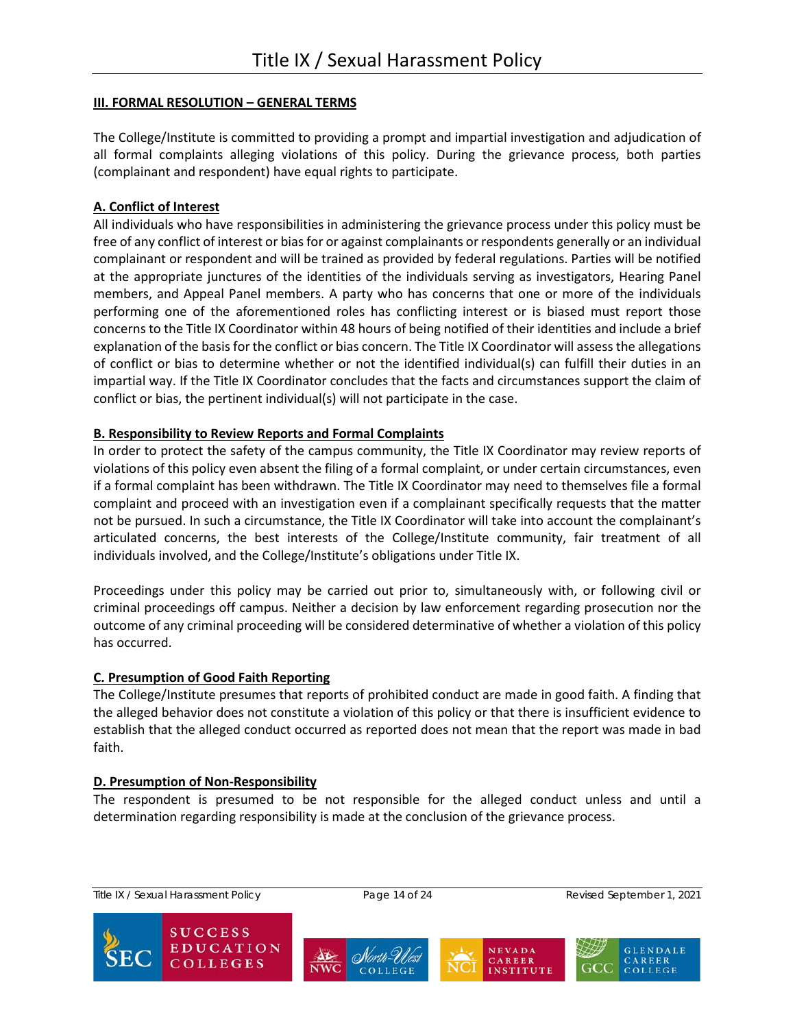### III. FORMAL RESOLUTION – GENERAL TERMS

The College/Institute is committed to providing a prompt and impartial investigation and adjudication of all formal complaints alleging violations of this policy. During the grievance process, both parties (complainant and respondent) have equal rights to participate.

#### A. Conflict of Interest

All individuals who have responsibilities in administering the grievance process under this policy must be free of any conflict of interest or bias for or against complainants or respondents generally or an individual complainant or respondent and will be trained as provided by federal regulations. Parties will be notified at the appropriate junctures of the identities of the individuals serving as investigators, Hearing Panel members, and Appeal Panel members. A party who has concerns that one or more of the individuals performing one of the aforementioned roles has conflicting interest or is biased must report those concerns to the Title IX Coordinator within 48 hours of being notified of their identities and include a brief explanation of the basis for the conflict or bias concern. The Title IX Coordinator will assess the allegations of conflict or bias to determine whether or not the identified individual(s) can fulfill their duties in an impartial way. If the Title IX Coordinator concludes that the facts and circumstances support the claim of conflict or bias, the pertinent individual(s) will not participate in the case.

#### B. Responsibility to Review Reports and Formal Complaints

In order to protect the safety of the campus community, the Title IX Coordinator may review reports of violations of this policy even absent the filing of a formal complaint, or under certain circumstances, even if a formal complaint has been withdrawn. The Title IX Coordinator may need to themselves file a formal complaint and proceed with an investigation even if a complainant specifically requests that the matter not be pursued. In such a circumstance, the Title IX Coordinator will take into account the complainant's articulated concerns, the best interests of the College/Institute community, fair treatment of all individuals involved, and the College/Institute's obligations under Title IX.

Proceedings under this policy may be carried out prior to, simultaneously with, or following civil or criminal proceedings off campus. Neither a decision by law enforcement regarding prosecution nor the outcome of any criminal proceeding will be considered determinative of whether a violation of this policy has occurred.

#### C. Presumption of Good Faith Reporting

The College/Institute presumes that reports of prohibited conduct are made in good faith. A finding that the alleged behavior does not constitute a violation of this policy or that there is insufficient evidence to establish that the alleged conduct occurred as reported does not mean that the report was made in bad faith.

#### D. Presumption of Non-Responsibility

The respondent is presumed to be not responsible for the alleged conduct unless and until a determination regarding responsibility is made at the conclusion of the grievance process.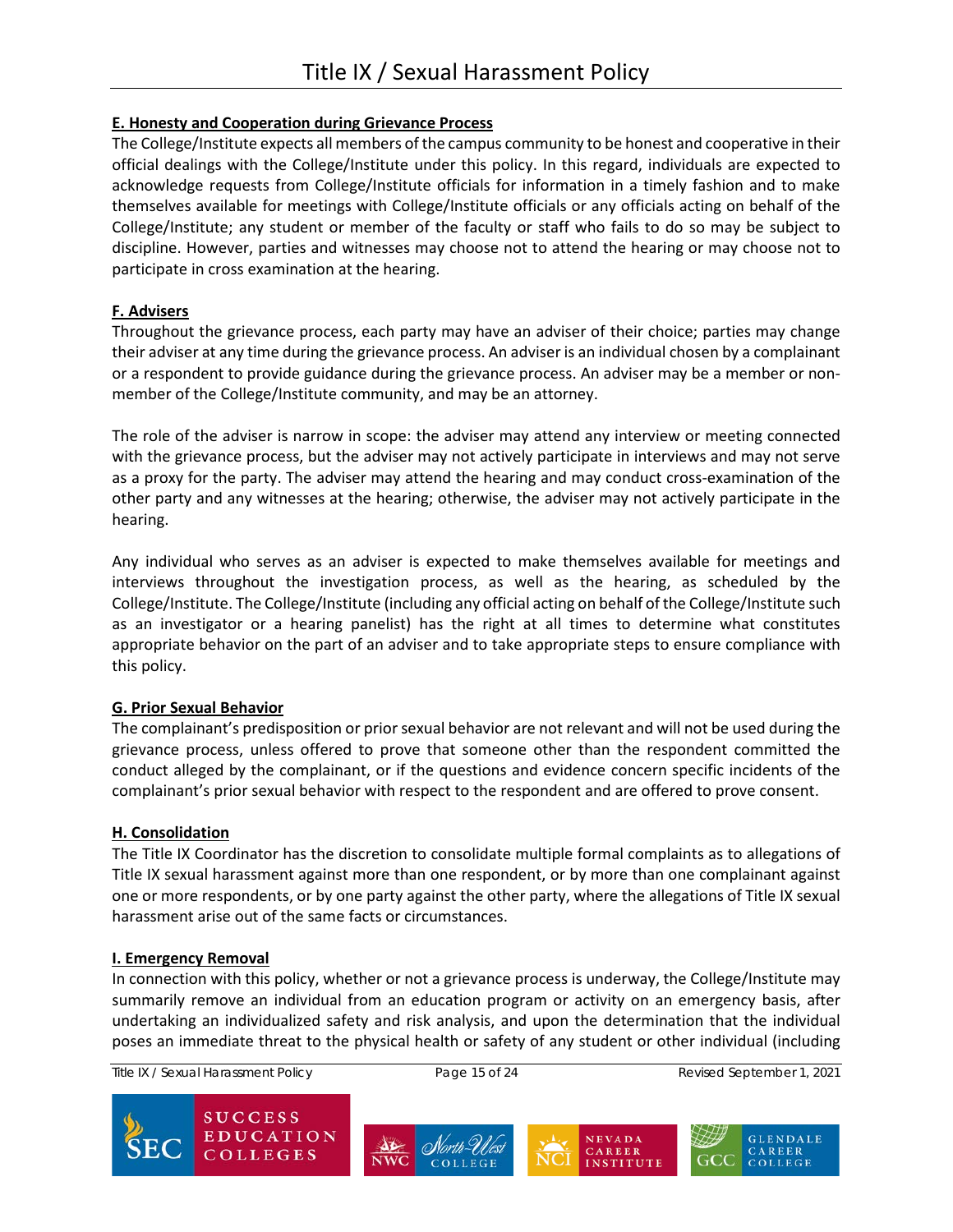## E. Honesty and Cooperation during Grievance Process

The College/Institute expects all members of the campus community to be honest and cooperative in their official dealings with the College/Institute under this policy. In this regard, individuals are expected to acknowledge requests from College/Institute officials for information in a timely fashion and to make themselves available for meetings with College/Institute officials or any officials acting on behalf of the College/Institute; any student or member of the faculty or staff who fails to do so may be subject to discipline. However, parties and witnesses may choose not to attend the hearing or may choose not to participate in cross examination at the hearing.

## F. Advisers

Throughout the grievance process, each party may have an adviser of their choice; parties may change their adviser at any time during the grievance process. An adviser is an individual chosen by a complainant or a respondent to provide guidance during the grievance process. An adviser may be a member or non-member of the College/Institute community, and may be an attorney.

The role of the adviser is narrow in scope: the adviser may attend any interview or meeting connected with the grievance process, but the adviser may not actively participate in interviews and may not serve as a proxy for the party. The adviser may attend the hearing and may conduct cross-examination of the other party and any witnesses at the hearing; otherwise, the adviser may not actively participate in the hearing.

Any individual who serves as an adviser is expected to make themselves available for meetings and interviews throughout the investigation process, as well as the hearing, as scheduled by the College/Institute. The College/Institute (including any official acting on behalf of the College/Institute such as an investigator or a hearing panelist) has the right at all times to determine what constitutes appropriate behavior on the part of an adviser and to take appropriate steps to ensure compliance with this policy.

## G. Prior Sexual Behavior

The complainant's predisposition or prior sexual behavior are not relevant and will not be used during the grievance process, unless offered to prove that someone other than the respondent committed the conduct alleged by the complainant, or if the questions and evidence concern specific incidents of the complainant's prior sexual behavior with respect to the respondent and are offered to prove consent.

## H. Consolidation

The Title IX Coordinator has the discretion to consolidate multiple formal complaints as to allegations of Title IX sexual harassment against more than one respondent, or by more than one complainant against one or more respondents, or by one party against the other party, where the allegations of Title IX sexual harassment arise out of the same facts or circumstances.

## I. Emergency Removal

In connection with this policy, whether or not a grievance process is underway, the College/Institute may summarily remove an individual from an education program or activity on an emergency basis, after undertaking an individualized safety and risk analysis, and upon the determination that the individual poses an immediate threat to the physical health or safety of any student or other individual (including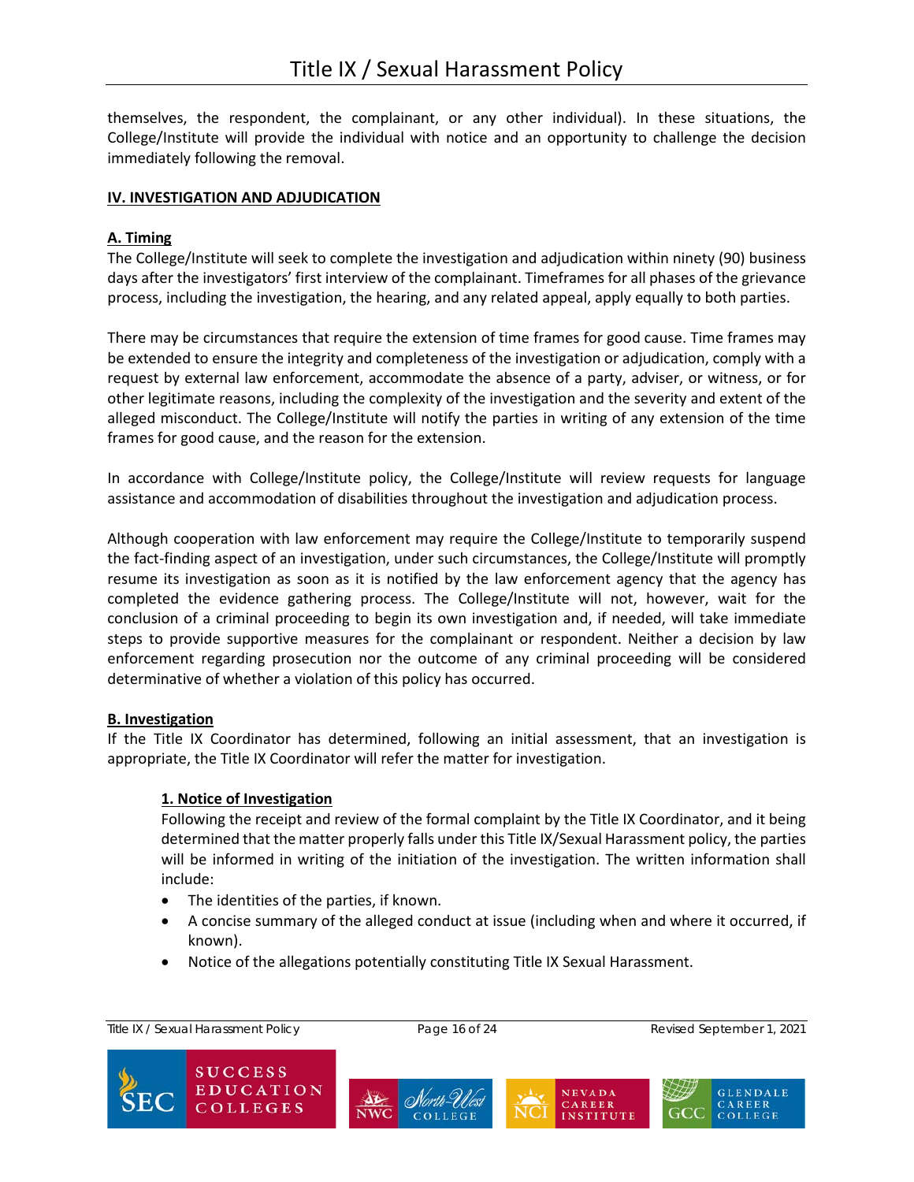themselves, the respondent, the complainant, or any other individual). In these situations, the College/Institute will provide the individual with notice and an opportunity to challenge the decision immediately following the removal.

## IV. INVESTIGATION AND ADJUDICATION

### A. Timing

The College/Institute will seek to complete the investigation and adjudication within ninety (90) business days after the investigators' first interview of the complainant. Timeframes for all phases of the grievance process, including the investigation, the hearing, and any related appeal, apply equally to both parties.

There may be circumstances that require the extension of time frames for good cause. Time frames may be extended to ensure the integrity and completeness of the investigation or adjudication, comply with a request by external law enforcement, accommodate the absence of a party, adviser, or witness, or for other legitimate reasons, including the complexity of the investigation and the severity and extent of the alleged misconduct. The College/Institute will notify the parties in writing of any extension of the time frames for good cause, and the reason for the extension.

In accordance with College/Institute policy, the College/Institute will review requests for language assistance and accommodation of disabilities throughout the investigation and adjudication process.

Although cooperation with law enforcement may require the College/Institute to temporarily suspend the fact-finding aspect of an investigation, under such circumstances, the College/Institute will promptly resume its investigation as soon as it is notified by the law enforcement agency that the agency has completed the evidence gathering process. The College/Institute will not, however, wait for the conclusion of a criminal proceeding to begin its own investigation and, if needed, will take immediate steps to provide supportive measures for the complainant or respondent. Neither a decision by law enforcement regarding prosecution nor the outcome of any criminal proceeding will be considered determinative of whether a violation of this policy has occurred.

### B. Investigation

If the Title IX Coordinator has determined, following an initial assessment, that an investigation is appropriate, the Title IX Coordinator will refer the matter for investigation.

#### 1. Notice of Investigation

Following the receipt and review of the formal complaint by the Title IX Coordinator, and it being determined that the matter properly falls under this Title IX/Sexual Harassment policy, the parties will be informed in writing of the initiation of the investigation. The written information shall include:

- The identities of the parties, if known.
- A concise summary of the alleged conduct at issue (including when and where it occurred, if known).
- Notice of the allegations potentially constituting Title IX Sexual Harassment.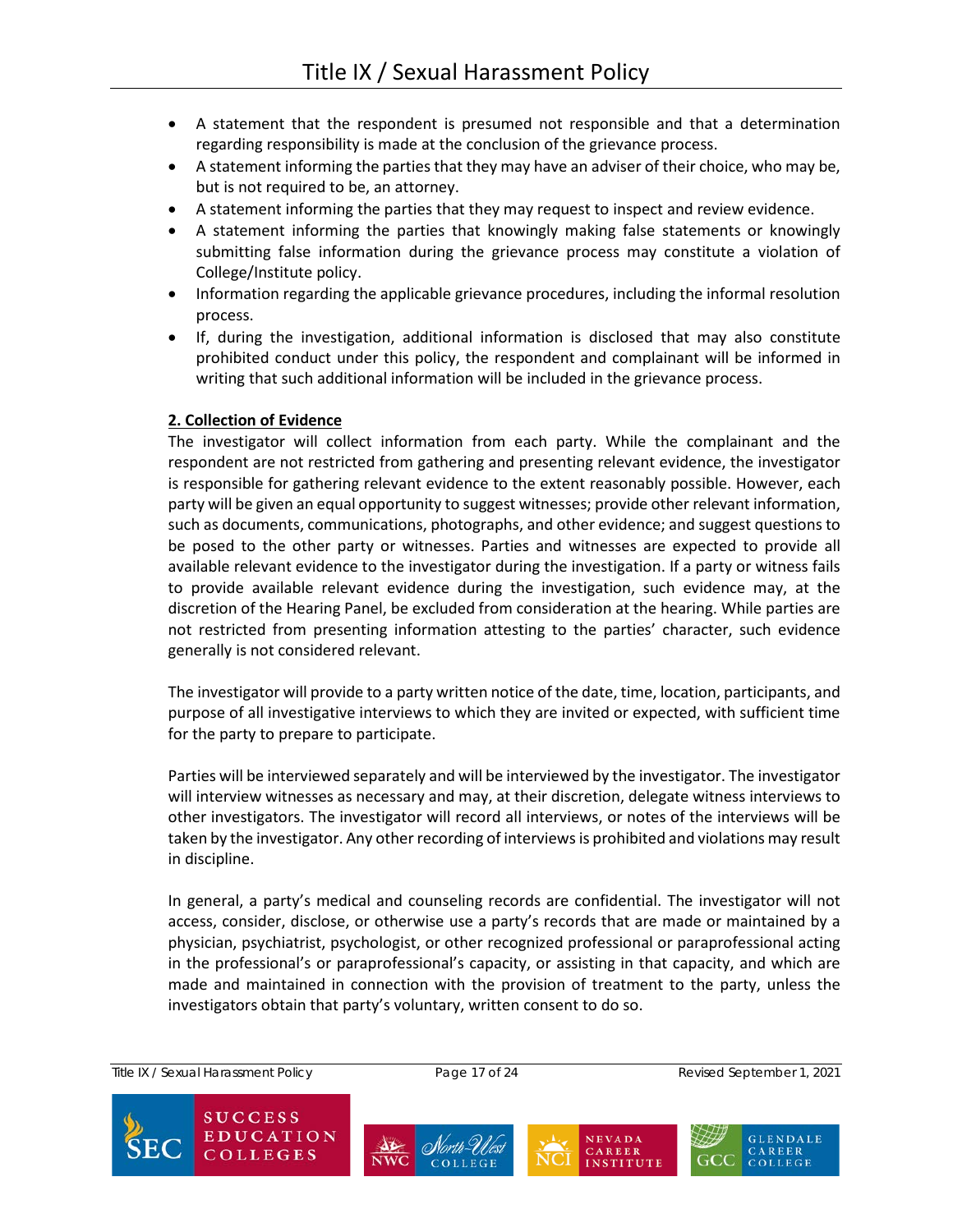- A statement that the respondent is presumed not responsible and that a determination regarding responsibility is made at the conclusion of the grievance process.
- A statement informing the parties that they may have an adviser of their choice, who may be, but is not required to be, an attorney.
- A statement informing the parties that they may request to inspect and review evidence.
- A statement informing the parties that knowingly making false statements or knowingly submitting false information during the grievance process may constitute a violation of College/Institute policy.
- Information regarding the applicable grievance procedures, including the informal resolution process.
- If, during the investigation, additional information is disclosed that may also constitute prohibited conduct under this policy, the respondent and complainant will be informed in writing that such additional information will be included in the grievance process.

**2. Collection of Evidence**

The investigator will collect information from each party. While the complainant and the respondent are not restricted from gathering and presenting relevant evidence, the investigator is responsible for gathering relevant evidence to the extent reasonably possible. However, each party will be given an equal opportunity to suggest witnesses; provide other relevant information, such as documents, communications, photographs, and other evidence; and suggest questions to be posed to the other party or witnesses. Parties and witnesses are expected to provide all available relevant evidence to the investigator during the investigation. If a party or witness fails to provide available relevant evidence during the investigation, such evidence may, at the discretion of the Hearing Panel, be excluded from consideration at the hearing. While parties are not restricted from presenting information attesting to the parties' character, such evidence generally is not considered relevant.

The investigator will provide to a party written notice of the date, time, location, participants, and purpose of all investigative interviews to which they are invited or expected, with sufficient time for the party to prepare to participate.

Parties will be interviewed separately and will be interviewed by the investigator. The investigator will interview witnesses as necessary and may, at their discretion, delegate witness interviews to other investigators. The investigator will record all interviews, or notes of the interviews will be taken by the investigator. Any other recording of interviews is prohibited and violations may result in discipline.

In general, a party's medical and counseling records are confidential. The investigator will not access, consider, disclose, or otherwise use a party's records that are made or maintained by a physician, psychiatrist, psychologist, or other recognized professional or paraprofessional acting in the professional's or paraprofessional's capacity, or assisting in that capacity, and which are made and maintained in connection with the provision of treatment to the party, unless the investigators obtain that party's voluntary, written consent to do so.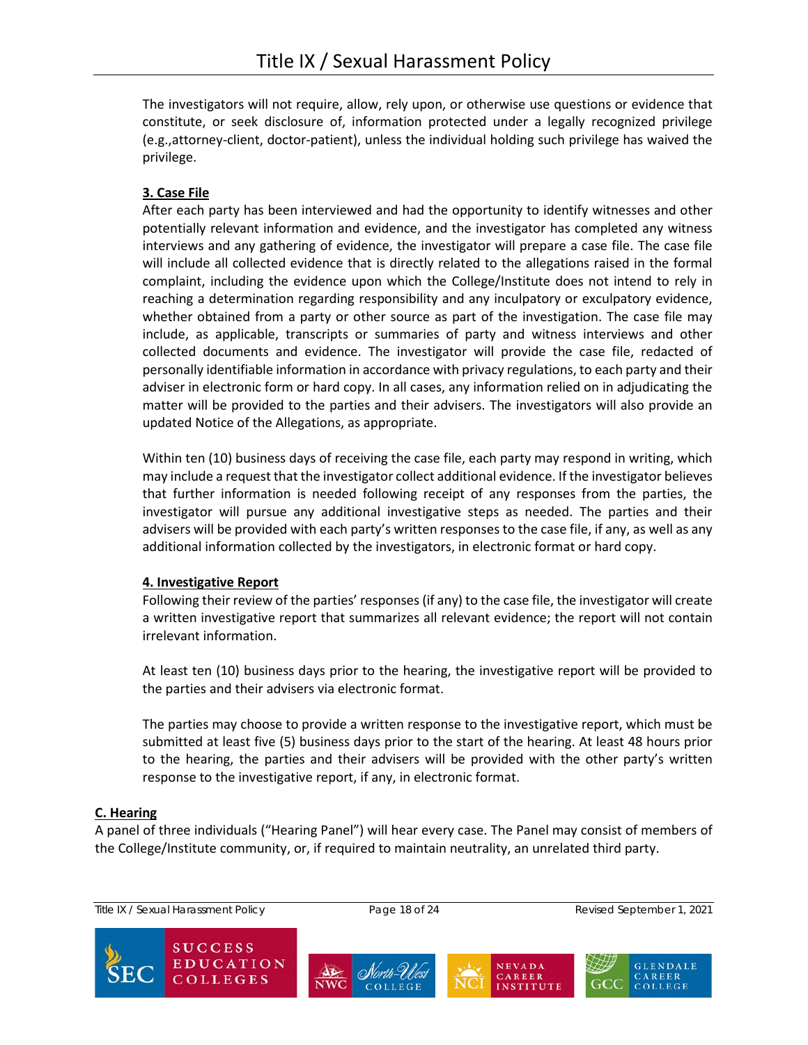The investigators will not require, allow, rely upon, or otherwise use questions or evidence that constitute, or seek disclosure of, information protected under a legally recognized privilege (e.g.,attorney-client, doctor-patient), unless the individual holding such privilege has waived the privilege.

**3. Case File**

After each party has been interviewed and had the opportunity to identify witnesses and other potentially relevant information and evidence, and the investigator has completed any witness interviews and any gathering of evidence, the investigator will prepare a case file. The case file will include all collected evidence that is directly related to the allegations raised in the formal complaint, including the evidence upon which the College/Institute does not intend to rely in reaching a determination regarding responsibility and any inculpatory or exculpatory evidence, whether obtained from a party or other source as part of the investigation. The case file may include, as applicable, transcripts or summaries of party and witness interviews and other collected documents and evidence. The investigator will provide the case file, redacted of personally identifiable information in accordance with privacy regulations, to each party and their adviser in electronic form or hard copy. In all cases, any information relied on in adjudicating the matter will be provided to the parties and their advisers. The investigators will also provide an updated Notice of the Allegations, as appropriate.

Within ten (10) business days of receiving the case file, each party may respond in writing, which may include a request that the investigator collect additional evidence. If the investigator believes that further information is needed following receipt of any responses from the parties, the investigator will pursue any additional investigative steps as needed. The parties and their advisers will be provided with each party's written responses to the case file, if any, as well as any additional information collected by the investigators, in electronic format or hard copy.

**4. Investigative Report**

Following their review of the parties' responses (if any) to the case file, the investigator will create a written investigative report that summarizes all relevant evidence; the report will not contain irrelevant information.

At least ten (10) business days prior to the hearing, the investigative report will be provided to the parties and their advisers via electronic format.

The parties may choose to provide a written response to the investigative report, which must be submitted at least five (5) business days prior to the start of the hearing. At least 48 hours prior to the hearing, the parties and their advisers will be provided with the other party's written response to the investigative report, if any, in electronic format.

**C. Hearing**

A panel of three individuals ("Hearing Panel") will hear every case. The Panel may consist of members of the College/Institute community, or, if required to maintain neutrality, an unrelated third party.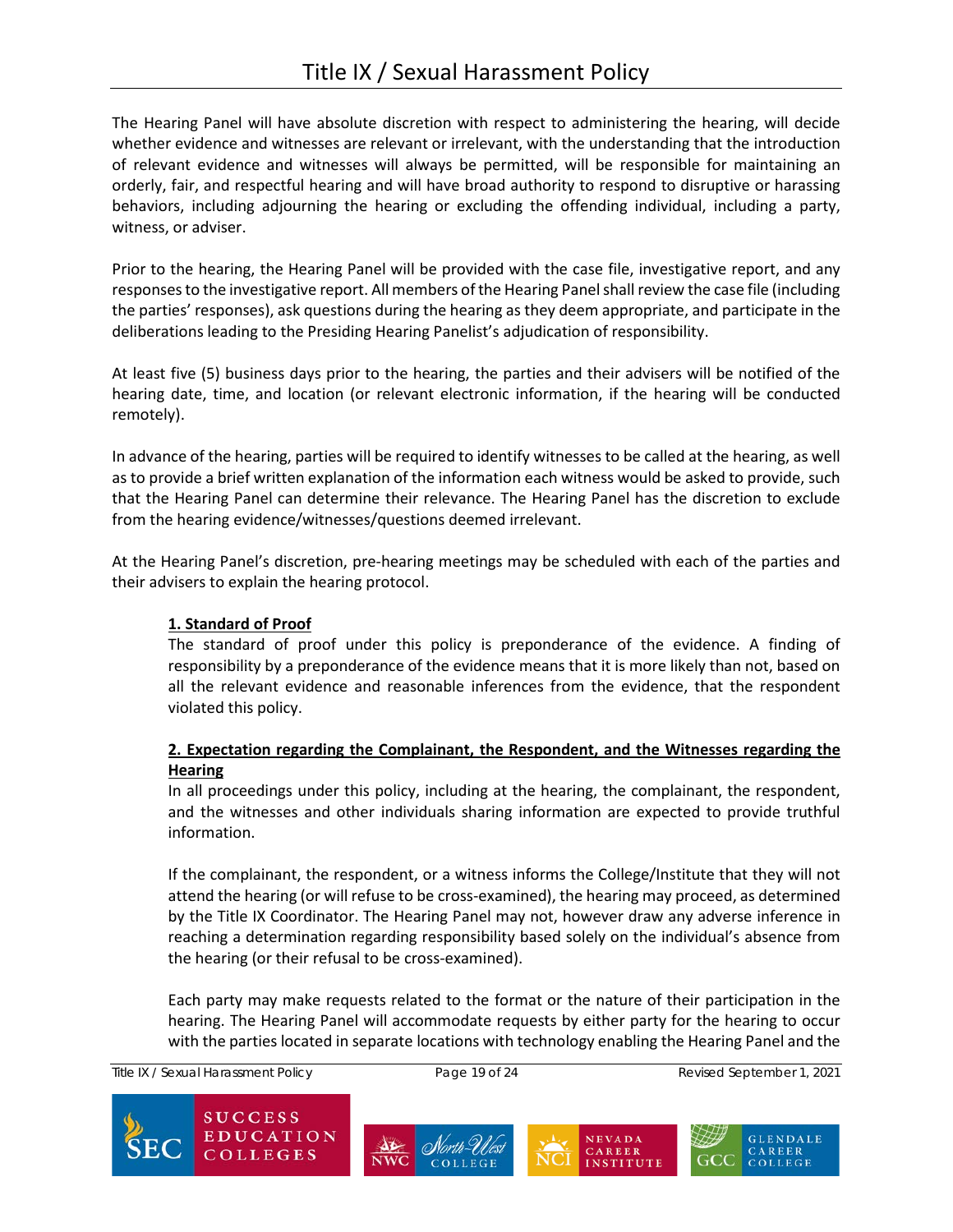The Hearing Panel will have absolute discretion with respect to administering the hearing, will decide whether evidence and witnesses are relevant or irrelevant, with the understanding that the introduction of relevant evidence and witnesses will always be permitted, will be responsible for maintaining an orderly, fair, and respectful hearing and will have broad authority to respond to disruptive or harassing behaviors, including adjourning the hearing or excluding the offending individual, including a party, witness, or adviser.

Prior to the hearing, the Hearing Panel will be provided with the case file, investigative report, and any responses to the investigative report. All members of the Hearing Panel shall review the case file (including the parties' responses), ask questions during the hearing as they deem appropriate, and participate in the deliberations leading to the Presiding Hearing Panelist's adjudication of responsibility.

At least five (5) business days prior to the hearing, the parties and their advisers will be notified of the hearing date, time, and location (or relevant electronic information, if the hearing will be conducted remotely).

In advance of the hearing, parties will be required to identify witnesses to be called at the hearing, as well as to provide a brief written explanation of the information each witness would be asked to provide, such that the Hearing Panel can determine their relevance. The Hearing Panel has the discretion to exclude from the hearing evidence/witnesses/questions deemed irrelevant.

At the Hearing Panel's discretion, pre-hearing meetings may be scheduled with each of the parties and their advisers to explain the hearing protocol.

**1. Standard of Proof**

The standard of proof under this policy is preponderance of the evidence. A finding of responsibility by a preponderance of the evidence means that it is more likely than not, based on all the relevant evidence and reasonable inferences from the evidence, that the respondent violated this policy.

**2. Expectation regarding the Complainant, the Respondent, and the Witnesses regarding the Hearing**

In all proceedings under this policy, including at the hearing, the complainant, the respondent, and the witnesses and other individuals sharing information are expected to provide truthful information.

If the complainant, the respondent, or a witness informs the College/Institute that they will not attend the hearing (or will refuse to be cross-examined), the hearing may proceed, as determined by the Title IX Coordinator. The Hearing Panel may not, however draw any adverse inference in reaching a determination regarding responsibility based solely on the individual's absence from the hearing (or their refusal to be cross-examined).

Each party may make requests related to the format or the nature of their participation in the hearing. The Hearing Panel will accommodate requests by either party for the hearing to occur with the parties located in separate locations with technology enabling the Hearing Panel and the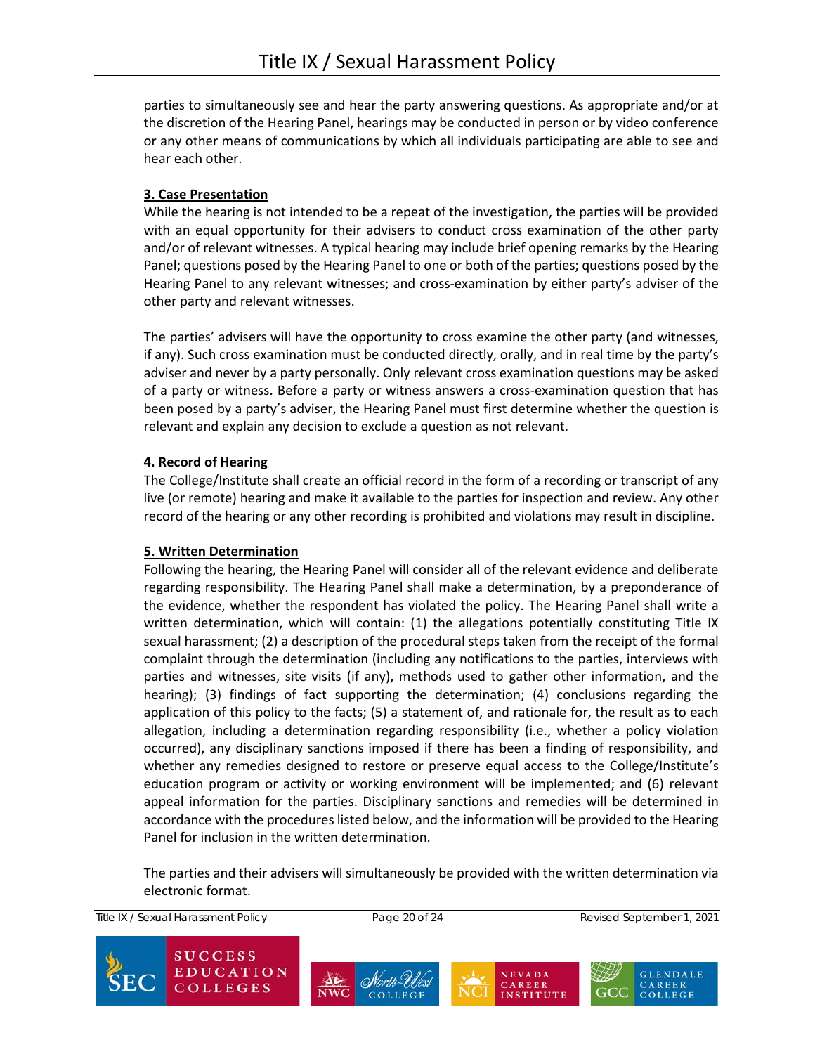parties to simultaneously see and hear the party answering questions. As appropriate and/or at the discretion of the Hearing Panel, hearings may be conducted in person or by video conference or any other means of communications by which all individuals participating are able to see and hear each other.

**3. Case Presentation**

While the hearing is not intended to be a repeat of the investigation, the parties will be provided with an equal opportunity for their advisers to conduct cross examination of the other party and/or of relevant witnesses. A typical hearing may include brief opening remarks by the Hearing Panel; questions posed by the Hearing Panel to one or both of the parties; questions posed by the Hearing Panel to any relevant witnesses; and cross-examination by either party's adviser of the other party and relevant witnesses.

The parties' advisers will have the opportunity to cross examine the other party (and witnesses, if any). Such cross examination must be conducted directly, orally, and in real time by the party's adviser and never by a party personally. Only relevant cross examination questions may be asked of a party or witness. Before a party or witness answers a cross-examination question that has been posed by a party's adviser, the Hearing Panel must first determine whether the question is relevant and explain any decision to exclude a question as not relevant.

**4. Record of Hearing**

The College/Institute shall create an official record in the form of a recording or transcript of any live (or remote) hearing and make it available to the parties for inspection and review. Any other record of the hearing or any other recording is prohibited and violations may result in discipline.

**5. Written Determination**

Following the hearing, the Hearing Panel will consider all of the relevant evidence and deliberate regarding responsibility. The Hearing Panel shall make a determination, by a preponderance of the evidence, whether the respondent has violated the policy. The Hearing Panel shall write a written determination, which will contain: (1) the allegations potentially constituting Title IX sexual harassment; (2) a description of the procedural steps taken from the receipt of the formal complaint through the determination (including any notifications to the parties, interviews with parties and witnesses, site visits (if any), methods used to gather other information, and the hearing); (3) findings of fact supporting the determination; (4) conclusions regarding the application of this policy to the facts; (5) a statement of, and rationale for, the result as to each allegation, including a determination regarding responsibility (i.e., whether a policy violation occurred), any disciplinary sanctions imposed if there has been a finding of responsibility, and whether any remedies designed to restore or preserve equal access to the College/Institute's education program or activity or working environment will be implemented; and (6) relevant appeal information for the parties. Disciplinary sanctions and remedies will be determined in accordance with the procedures listed below, and the information will be provided to the Hearing Panel for inclusion in the written determination.

The parties and their advisers will simultaneously be provided with the written determination via electronic format.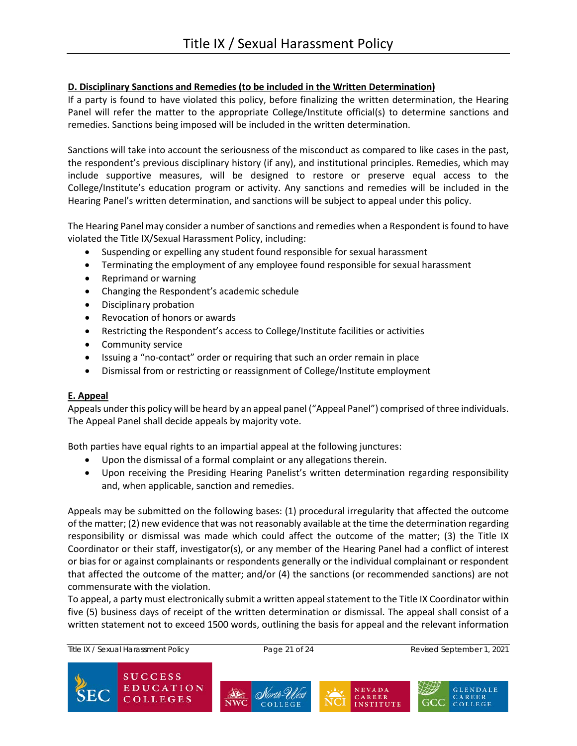**D. Disciplinary Sanctions and Remedies (to be included in the Written Determination)**

If a party is found to have violated this policy, before finalizing the written determination, the Hearing Panel will refer the matter to the appropriate College/Institute official(s) to determine sanctions and remedies. Sanctions being imposed will be included in the written determination.

Sanctions will take into account the seriousness of the misconduct as compared to like cases in the past, the respondent's previous disciplinary history (if any), and institutional principles. Remedies, which may include supportive measures, will be designed to restore or preserve equal access to the College/Institute's education program or activity. Any sanctions and remedies will be included in the Hearing Panel's written determination, and sanctions will be subject to appeal under this policy.

The Hearing Panel may consider a number of sanctions and remedies when a Respondent is found to have violated the Title IX/Sexual Harassment Policy, including:

- Suspending or expelling any student found responsible for sexual harassment
- Terminating the employment of any employee found responsible for sexual harassment
- Reprimand or warning
- Changing the Respondent's academic schedule
- Disciplinary probation
- Revocation of honors or awards
- Restricting the Respondent's access to College/Institute facilities or activities
- Community service
- Issuing a "no-contact" order or requiring that such an order remain in place
- Dismissal from or restricting or reassignment of College/Institute employment

**E. Appeal**

Appeals under this policy will be heard by an appeal panel ("Appeal Panel") comprised of three individuals. The Appeal Panel shall decide appeals by majority vote.

Both parties have equal rights to an impartial appeal at the following junctures:

- Upon the dismissal of a formal complaint or any allegations therein.
- Upon receiving the Presiding Hearing Panelist's written determination regarding responsibility and, when applicable, sanction and remedies.

Appeals may be submitted on the following bases: (1) procedural irregularity that affected the outcome of the matter; (2) new evidence that was not reasonably available at the time the determination regarding responsibility or dismissal was made which could affect the outcome of the matter; (3) the Title IX Coordinator or their staff, investigator(s), or any member of the Hearing Panel had a conflict of interest or bias for or against complainants or respondents generally or the individual complainant or respondent that affected the outcome of the matter; and/or (4) the sanctions (or recommended sanctions) are not commensurate with the violation.

To appeal, a party must electronically submit a written appeal statement to the Title IX Coordinator within five (5) business days of receipt of the written determination or dismissal. The appeal shall consist of a written statement not to exceed 1500 words, outlining the basis for appeal and the relevant information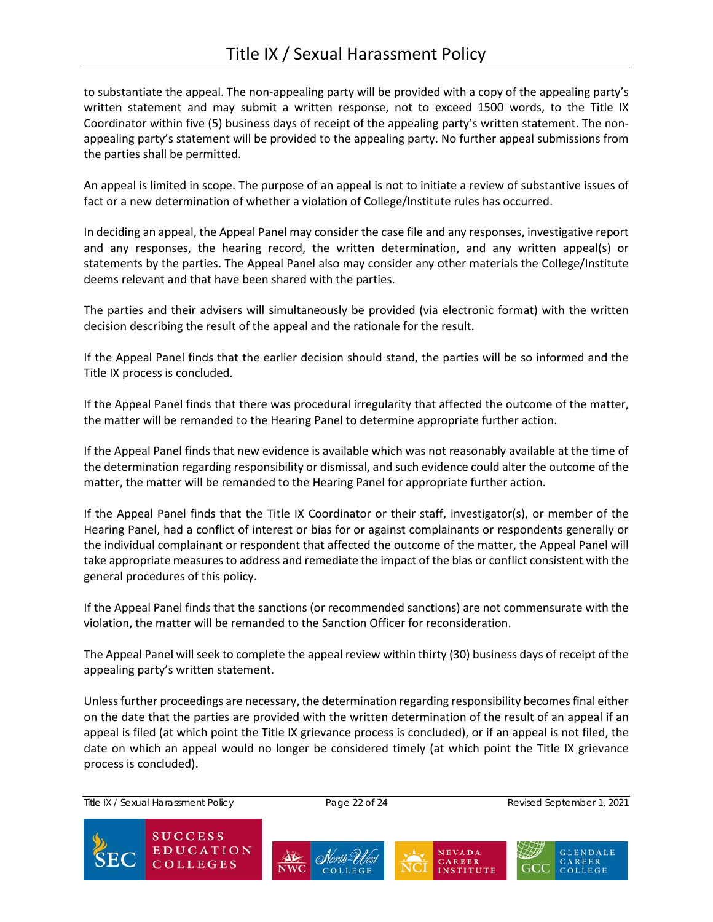to substantiate the appeal. The non-appealing party will be provided with a copy of the appealing party's written statement and may submit a written response, not to exceed 1500 words, to the Title IX Coordinator within five (5) business days of receipt of the appealing party's written statement. The non-appealing party's statement will be provided to the appealing party. No further appeal submissions from the parties shall be permitted.

An appeal is limited in scope. The purpose of an appeal is not to initiate a review of substantive issues of fact or a new determination of whether a violation of College/Institute rules has occurred.

In deciding an appeal, the Appeal Panel may consider the case file and any responses, investigative report and any responses, the hearing record, the written determination, and any written appeal(s) or statements by the parties. The Appeal Panel also may consider any other materials the College/Institute deems relevant and that have been shared with the parties.

The parties and their advisers will simultaneously be provided (via electronic format) with the written decision describing the result of the appeal and the rationale for the result.

If the Appeal Panel finds that the earlier decision should stand, the parties will be so informed and the Title IX process is concluded.

If the Appeal Panel finds that there was procedural irregularity that affected the outcome of the matter, the matter will be remanded to the Hearing Panel to determine appropriate further action.

If the Appeal Panel finds that new evidence is available which was not reasonably available at the time of the determination regarding responsibility or dismissal, and such evidence could alter the outcome of the matter, the matter will be remanded to the Hearing Panel for appropriate further action.

If the Appeal Panel finds that the Title IX Coordinator or their staff, investigator(s), or member of the Hearing Panel, had a conflict of interest or bias for or against complainants or respondents generally or the individual complainant or respondent that affected the outcome of the matter, the Appeal Panel will take appropriate measures to address and remediate the impact of the bias or conflict consistent with the general procedures of this policy.

If the Appeal Panel finds that the sanctions (or recommended sanctions) are not commensurate with the violation, the matter will be remanded to the Sanction Officer for reconsideration.

The Appeal Panel will seek to complete the appeal review within thirty (30) business days of receipt of the appealing party's written statement.

Unless further proceedings are necessary, the determination regarding responsibility becomes final either on the date that the parties are provided with the written determination of the result of an appeal if an appeal is filed (at which point the Title IX grievance process is concluded), or if an appeal is not filed, the date on which an appeal would no longer be considered timely (at which point the Title IX grievance process is concluded).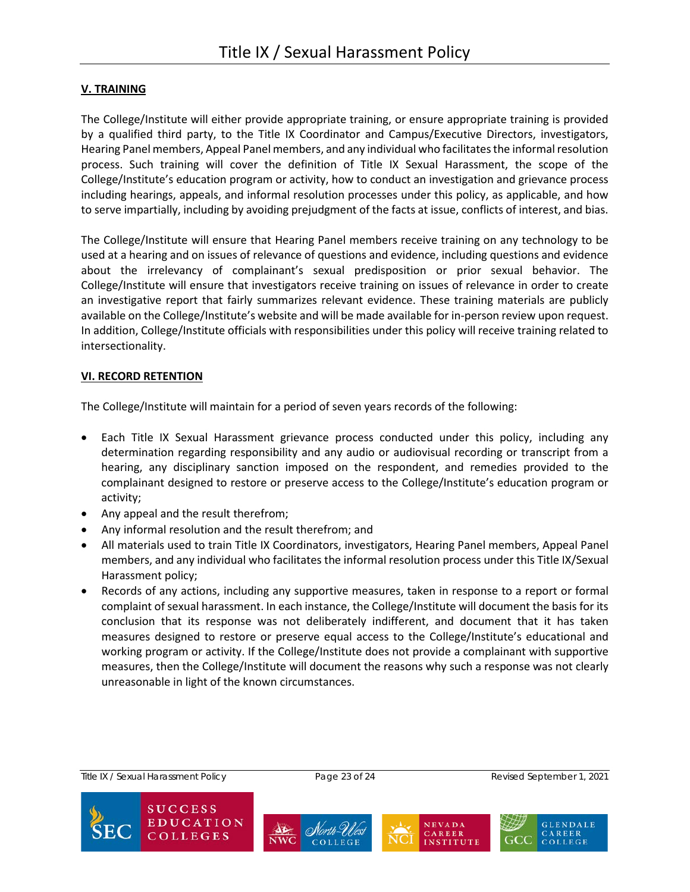## V. TRAINING

The College/Institute will either provide appropriate training, or ensure appropriate training is provided by a qualified third party, to the Title IX Coordinator and Campus/Executive Directors, investigators, Hearing Panel members, Appeal Panel members, and any individual who facilitates the informal resolution process. Such training will cover the definition of Title IX Sexual Harassment, the scope of the College/Institute's education program or activity, how to conduct an investigation and grievance process including hearings, appeals, and informal resolution processes under this policy, as applicable, and how to serve impartially, including by avoiding prejudgment of the facts at issue, conflicts of interest, and bias.

The College/Institute will ensure that Hearing Panel members receive training on any technology to be used at a hearing and on issues of relevance of questions and evidence, including questions and evidence about the irrelevancy of complainant's sexual predisposition or prior sexual behavior. The College/Institute will ensure that investigators receive training on issues of relevance in order to create an investigative report that fairly summarizes relevant evidence. These training materials are publicly available on the College/Institute's website and will be made available for in-person review upon request. In addition, College/Institute officials with responsibilities under this policy will receive training related to intersectionality.

## VI. RECORD RETENTION

The College/Institute will maintain for a period of seven years records of the following:

- Each Title IX Sexual Harassment grievance process conducted under this policy, including any determination regarding responsibility and any audio or audiovisual recording or transcript from a hearing, any disciplinary sanction imposed on the respondent, and remedies provided to the complainant designed to restore or preserve access to the College/Institute's education program or activity;
- Any appeal and the result therefrom;
- Any informal resolution and the result therefrom; and
- All materials used to train Title IX Coordinators, investigators, Hearing Panel members, Appeal Panel members, and any individual who facilitates the informal resolution process under this Title IX/Sexual Harassment policy;
- Records of any actions, including any supportive measures, taken in response to a report or formal complaint of sexual harassment. In each instance, the College/Institute will document the basis for its conclusion that its response was not deliberately indifferent, and document that it has taken measures designed to restore or preserve equal access to the College/Institute's educational and working program or activity. If the College/Institute does not provide a complainant with supportive measures, then the College/Institute will document the reasons why such a response was not clearly unreasonable in light of the known circumstances.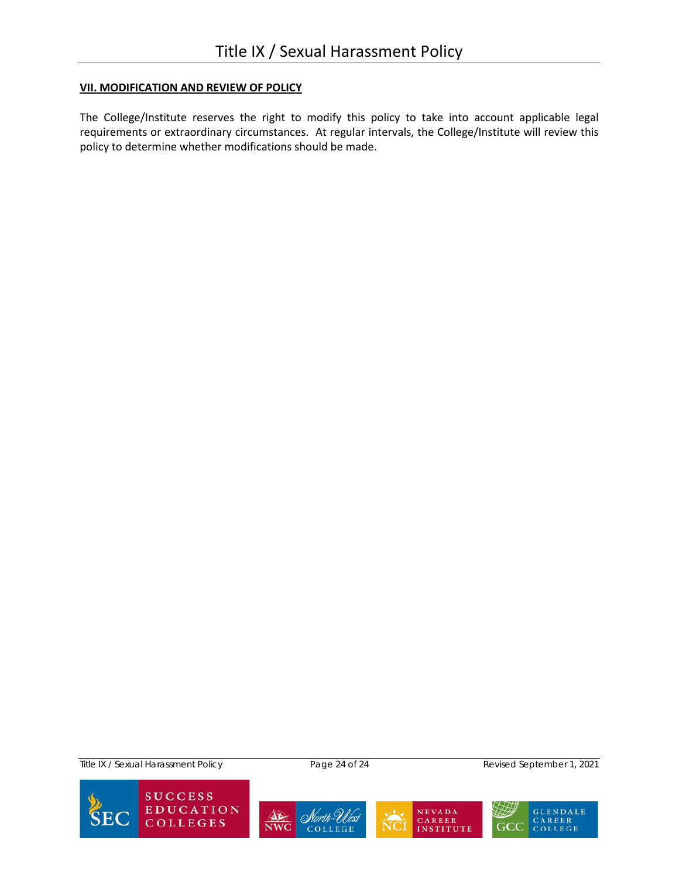**VII. MODIFICATION AND REVIEW OF POLICY**

The College/Institute reserves the right to modify this policy to take into account applicable legal requirements or extraordinary circumstances. At regular intervals, the College/Institute will review this policy to determine whether modifications should be made.